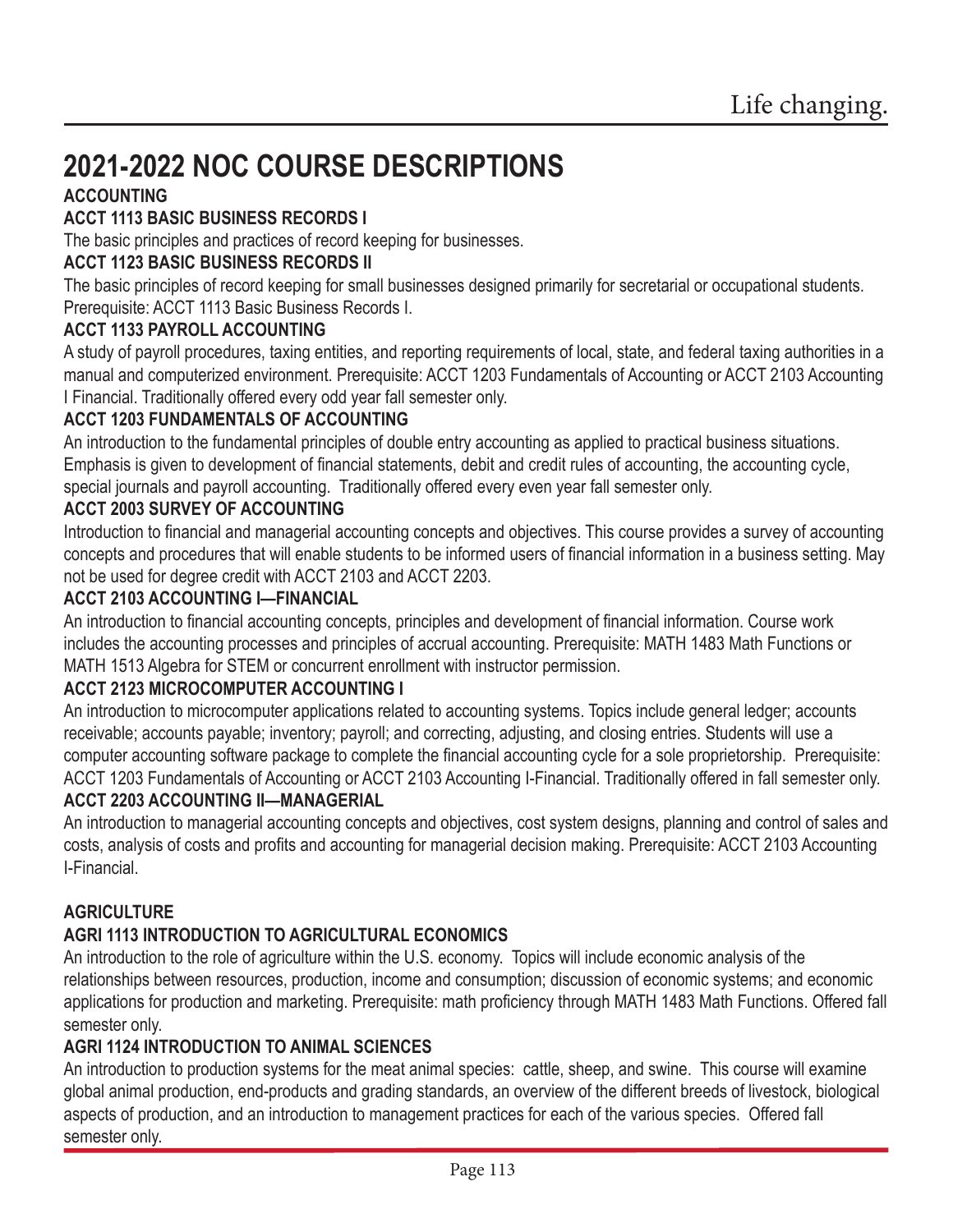# 2021-2022 NOC COURSE DESCRIPTIONS

## ACCOUNTING

### ACCT 1113 BASIC BUSINESS RECORDS I

The basic principles and practices of record keeping for businesses.

### ACCT 1123 BASIC BUSINESS RECORDS II

The basic principles of record keeping for small businesses designed primarily for secretarial or occupational students. Prerequisite: ACCT 1113 Basic Business Records I.

### ACCT 1133 PAYROLL ACCOUNTING

A study of payroll procedures, taxing entities, and reporting requirements of local, state, and federal taxing authorities in a manual and computerized environment. Prerequisite: ACCT 1203 Fundamentals of Accounting or ACCT 2103 Accounting I Financial. Traditionally offered every odd year fall semester only.

### ACCT 1203 FUNDAMENTALS OF ACCOUNTING

An introduction to the fundamental principles of double entry accounting as applied to practical business situations. Emphasis is given to development of financial statements, debit and credit rules of accounting, the accounting cycle, special journals and payroll accounting. Traditionally offered every even year fall semester only.

### ACCT 2003 SURVEY OF ACCOUNTING

Introduction to financial and managerial accounting concepts and objectives. This course provides a survey of accounting concepts and procedures that will enable students to be informed users of financial information in a business setting. May not be used for degree credit with ACCT 2103 and ACCT 2203.

### ACCT 2103 ACCOUNTING I—FINANCIAL

An introduction to financial accounting concepts, principles and development of financial information. Course work includes the accounting processes and principles of accrual accounting. Prerequisite: MATH 1483 Math Functions or MATH 1513 Algebra for STEM or concurrent enrollment with instructor permission.

### ACCT 2123 MICROCOMPUTER ACCOUNTING I

An introduction to microcomputer applications related to accounting systems. Topics include general ledger; accounts receivable; accounts payable; inventory; payroll; and correcting, adjusting, and closing entries. Students will use a computer accounting software package to complete the financial accounting cycle for a sole proprietorship. Prerequisite: ACCT 1203 Fundamentals of Accounting or ACCT 2103 Accounting I-Financial. Traditionally offered in fall semester only.

### ACCT 2203 ACCOUNTING II—MANAGERIAL

An introduction to managerial accounting concepts and objectives, cost system designs, planning and control of sales and costs, analysis of costs and profits and accounting for managerial decision making. Prerequisite: ACCT 2103 Accounting I-Financial.

## AGRICULTURE

### AGRI 1113 INTRODUCTION TO AGRICULTURAL ECONOMICS

An introduction to the role of agriculture within the U.S. economy. Topics will include economic analysis of the relationships between resources, production, income and consumption; discussion of economic systems; and economic applications for production and marketing. Prerequisite: math proficiency through MATH 1483 Math Functions. Offered fall semester only.

### AGRI 1124 INTRODUCTION TO ANIMAL SCIENCES

An introduction to production systems for the meat animal species: cattle, sheep, and swine. This course will examine global animal production, end-products and grading standards, an overview of the different breeds of livestock, biological aspects of production, and an introduction to management practices for each of the various species. Offered fall semester only.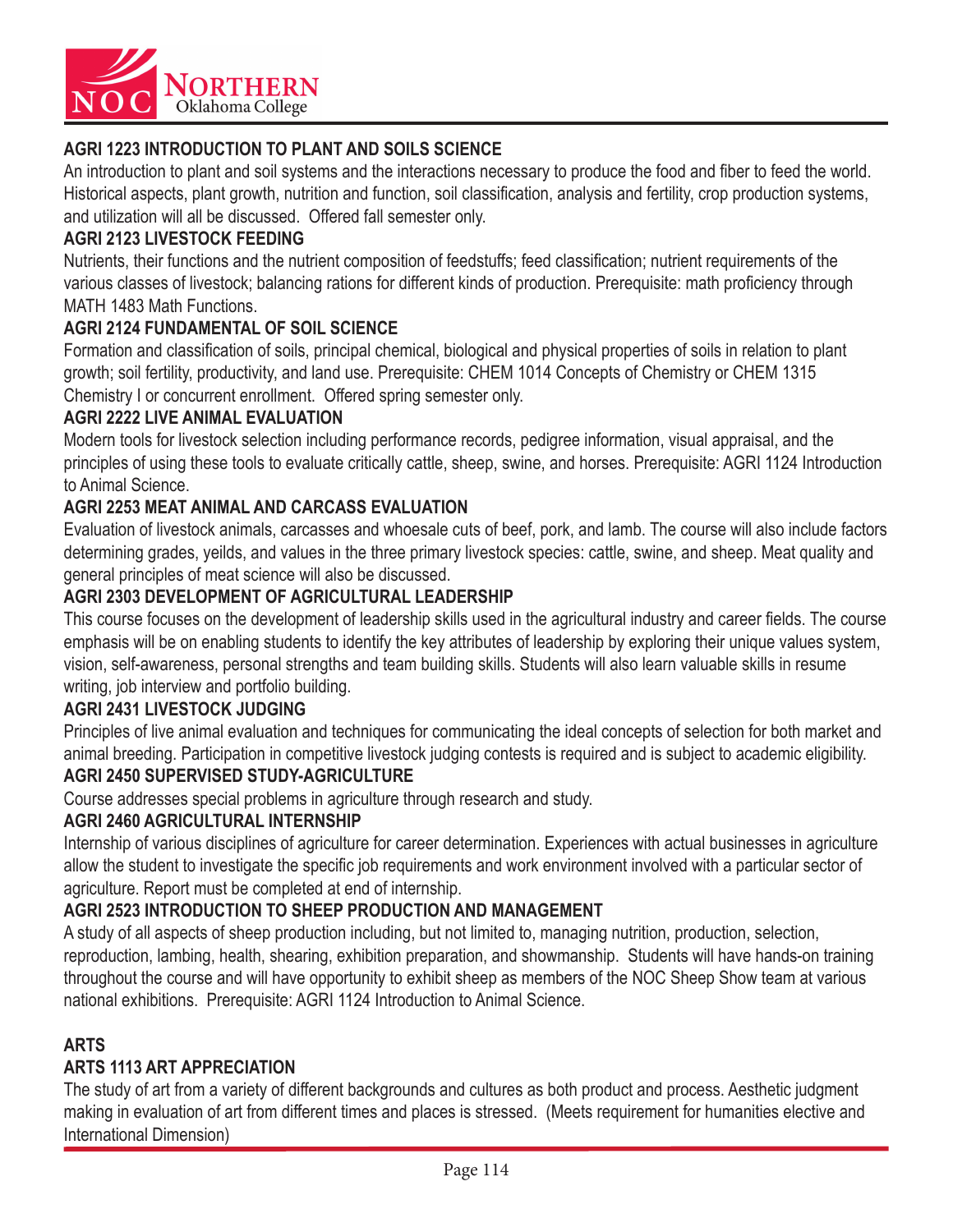**AGRI 1223 INTRODUCTION TO PLANT AND SOILS SCIENCE**

An introduction to plant and soil systems and the interactions necessary to produce the food and fiber to feed the world. Historical aspects, plant growth, nutrition and function, soil classification, analysis and fertility, crop production systems, and utilization will all be discussed. Offered fall semester only.

**AGRI 2123 LIVESTOCK FEEDING**

Nutrients, their functions and the nutrient composition of feedstuffs; feed classification; nutrient requirements of the various classes of livestock; balancing rations for different kinds of production. Prerequisite: math proficiency through MATH 1483 Math Functions.

**AGRI 2124 FUNDAMENTAL OF SOIL SCIENCE**

Formation and classification of soils, principal chemical, biological and physical properties of soils in relation to plant growth; soil fertility, productivity, and land use. Prerequisite: CHEM 1014 Concepts of Chemistry or CHEM 1315 Chemistry I or concurrent enrollment. Offered spring semester only.

**AGRI 2222 LIVE ANIMAL EVALUATION**

Modern tools for livestock selection including performance records, pedigree information, visual appraisal, and the principles of using these tools to evaluate critically cattle, sheep, swine, and horses. Prerequisite: AGRI 1124 Introduction to Animal Science.

**AGRI 2253 MEAT ANIMAL AND CARCASS EVALUATION**

Evaluation of livestock animals, carcasses and whoesale cuts of beef, pork, and lamb. The course will also include factors determining grades, yeilds, and values in the three primary livestock species: cattle, swine, and sheep. Meat quality and general principles of meat science will also be discussed.

**AGRI 2303 DEVELOPMENT OF AGRICULTURAL LEADERSHIP**

This course focuses on the development of leadership skills used in the agricultural industry and career fields. The course emphasis will be on enabling students to identify the key attributes of leadership by exploring their unique values system, vision, self-awareness, personal strengths and team building skills. Students will also learn valuable skills in resume writing, job interview and portfolio building.

**AGRI 2431 LIVESTOCK JUDGING**

Principles of live animal evaluation and techniques for communicating the ideal concepts of selection for both market and animal breeding. Participation in competitive livestock judging contests is required and is subject to academic eligibility.

**AGRI 2450 SUPERVISED STUDY-AGRICULTURE**

Course addresses special problems in agriculture through research and study.

**AGRI 2460 AGRICULTURAL INTERNSHIP**

Internship of various disciplines of agriculture for career determination. Experiences with actual businesses in agriculture allow the student to investigate the specific job requirements and work environment involved with a particular sector of agriculture. Report must be completed at end of internship.

**AGRI 2523 INTRODUCTION TO SHEEP PRODUCTION AND MANAGEMENT**

A study of all aspects of sheep production including, but not limited to, managing nutrition, production, selection, reproduction, lambing, health, shearing, exhibition preparation, and showmanship. Students will have hands-on training throughout the course and will have opportunity to exhibit sheep as members of the NOC Sheep Show team at various national exhibitions. Prerequisite: AGRI 1124 Introduction to Animal Science.

## ARTS

**ARTS 1113 ART APPRECIATION**

The study of art from a variety of different backgrounds and cultures as both product and process. Aesthetic judgment making in evaluation of art from different times and places is stressed. (Meets requirement for humanities elective and International Dimension)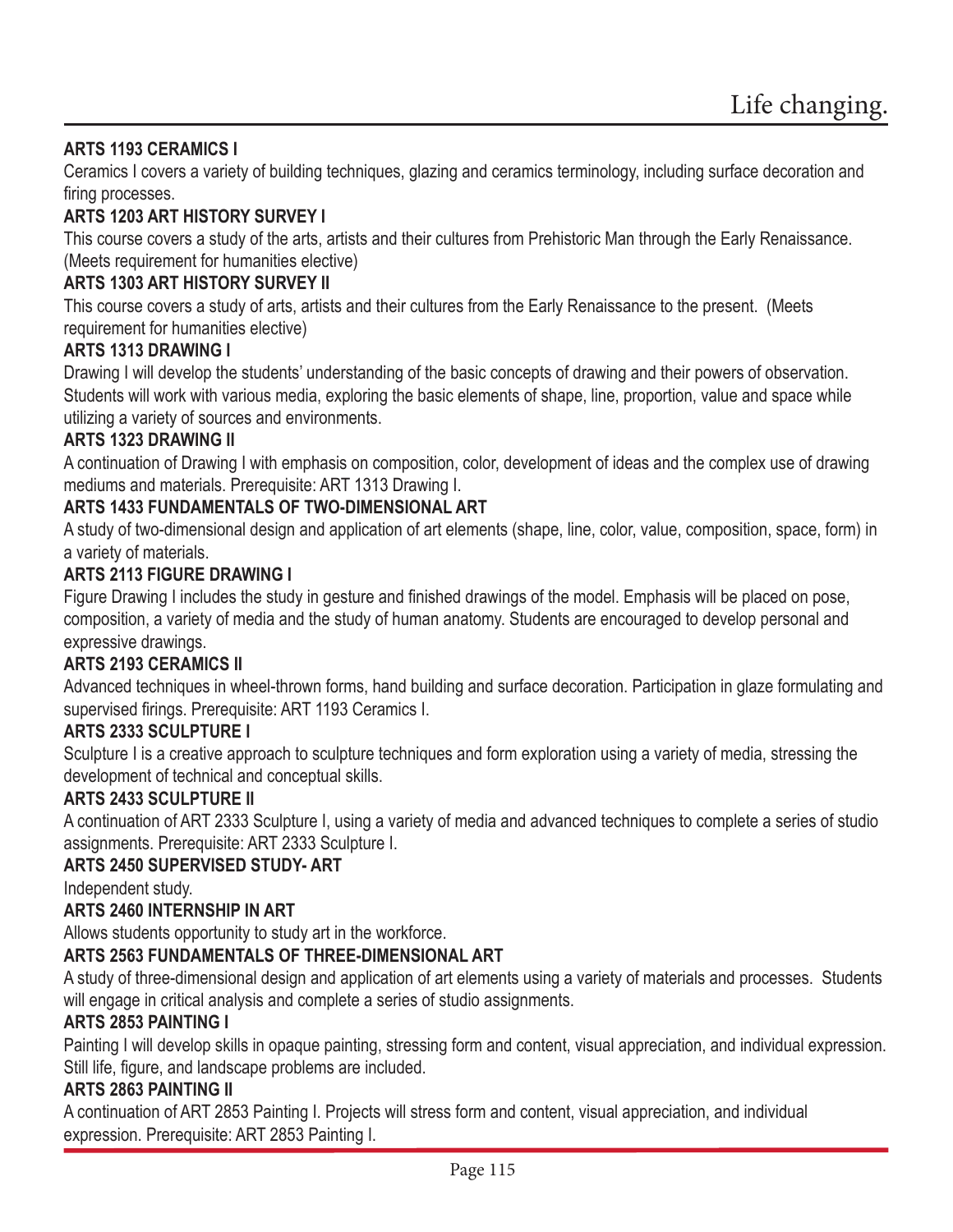### ARTS 1193 CERAMICS I

Ceramics I covers a variety of building techniques, glazing and ceramics terminology, including surface decoration and firing processes.

### ARTS 1203 ART HISTORY SURVEY I

This course covers a study of the arts, artists and their cultures from Prehistoric Man through the Early Renaissance. (Meets requirement for humanities elective)

### ARTS 1303 ART HISTORY SURVEY II

This course covers a study of arts, artists and their cultures from the Early Renaissance to the present. (Meets requirement for humanities elective)

### ARTS 1313 DRAWING I

Drawing I will develop the students' understanding of the basic concepts of drawing and their powers of observation. Students will work with various media, exploring the basic elements of shape, line, proportion, value and space while utilizing a variety of sources and environments.

### ARTS 1323 DRAWING II

A continuation of Drawing I with emphasis on composition, color, development of ideas and the complex use of drawing mediums and materials. Prerequisite: ART 1313 Drawing I.

### ARTS 1433 FUNDAMENTALS OF TWO-DIMENSIONAL ART

A study of two-dimensional design and application of art elements (shape, line, color, value, composition, space, form) in a variety of materials.

### ARTS 2113 FIGURE DRAWING I

Figure Drawing I includes the study in gesture and finished drawings of the model. Emphasis will be placed on pose, composition, a variety of media and the study of human anatomy. Students are encouraged to develop personal and expressive drawings.

### ARTS 2193 CERAMICS II

Advanced techniques in wheel-thrown forms, hand building and surface decoration. Participation in glaze formulating and supervised firings. Prerequisite: ART 1193 Ceramics I.

### ARTS 2333 SCULPTURE I

Sculpture I is a creative approach to sculpture techniques and form exploration using a variety of media, stressing the development of technical and conceptual skills.

### ARTS 2433 SCULPTURE II

A continuation of ART 2333 Sculpture I, using a variety of media and advanced techniques to complete a series of studio assignments. Prerequisite: ART 2333 Sculpture I.

### ARTS 2450 SUPERVISED STUDY- ART

Independent study.

### ARTS 2460 INTERNSHIP IN ART

Allows students opportunity to study art in the workforce.

### ARTS 2563 FUNDAMENTALS OF THREE-DIMENSIONAL ART

A study of three-dimensional design and application of art elements using a variety of materials and processes. Students will engage in critical analysis and complete a series of studio assignments.

### ARTS 2853 PAINTING I

Painting I will develop skills in opaque painting, stressing form and content, visual appreciation, and individual expression. Still life, figure, and landscape problems are included.

### ARTS 2863 PAINTING II

A continuation of ART 2853 Painting I. Projects will stress form and content, visual appreciation, and individual expression. Prerequisite: ART 2853 Painting I.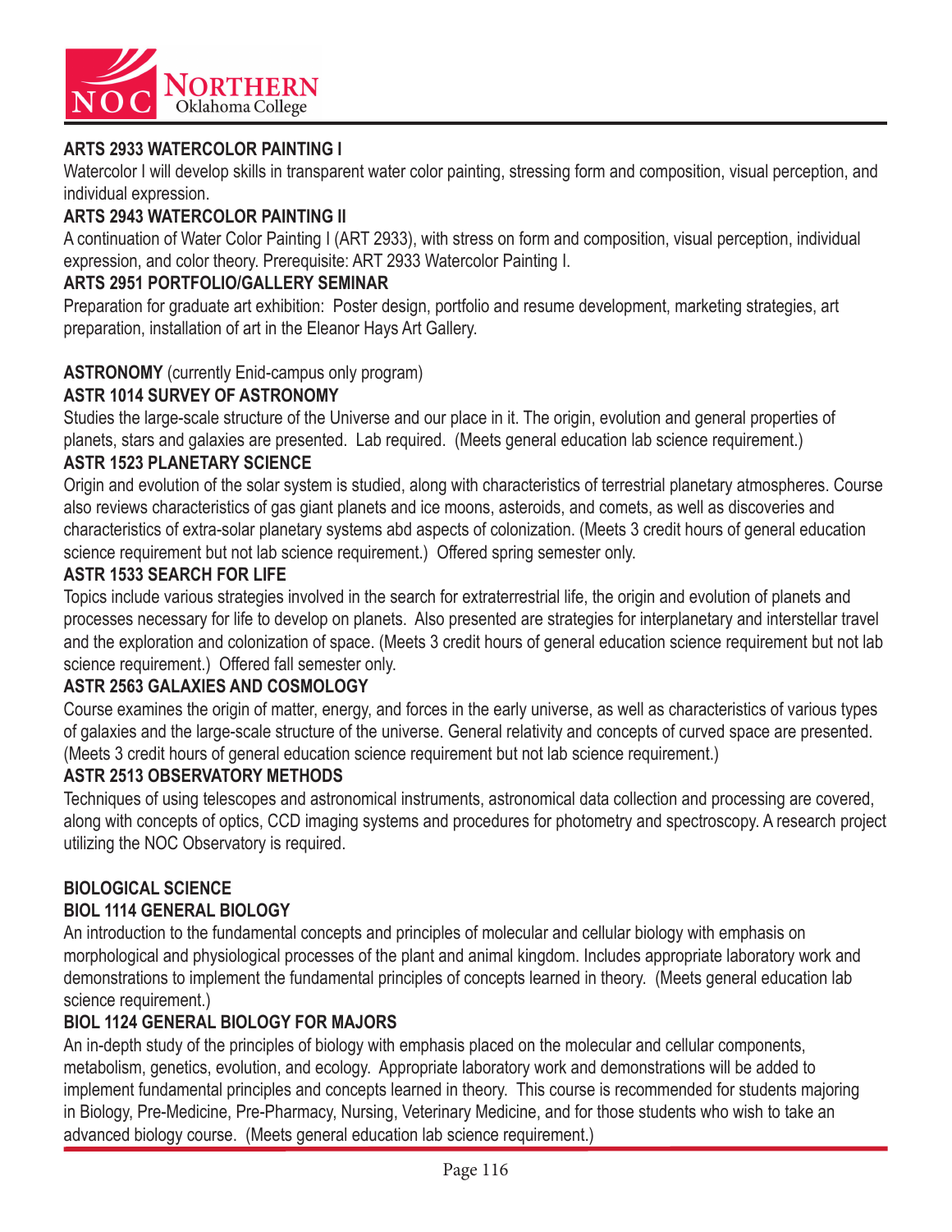### ARTS 2933 WATERCOLOR PAINTING I

Watercolor I will develop skills in transparent water color painting, stressing form and composition, visual perception, and individual expression.

### ARTS 2943 WATERCOLOR PAINTING II

A continuation of Water Color Painting I (ART 2933), with stress on form and composition, visual perception, individual expression, and color theory. Prerequisite: ART 2933 Watercolor Painting I.

### ARTS 2951 PORTFOLIO/GALLERY SEMINAR

Preparation for graduate art exhibition: Poster design, portfolio and resume development, marketing strategies, art preparation, installation of art in the Eleanor Hays Art Gallery.

## ASTRONOMY (currently Enid-campus only program)

### ASTR 1014 SURVEY OF ASTRONOMY

Studies the large-scale structure of the Universe and our place in it. The origin, evolution and general properties of planets, stars and galaxies are presented. Lab required. (Meets general education lab science requirement.)

### ASTR 1523 PLANETARY SCIENCE

Origin and evolution of the solar system is studied, along with characteristics of terrestrial planetary atmospheres. Course also reviews characteristics of gas giant planets and ice moons, asteroids, and comets, as well as discoveries and characteristics of extra-solar planetary systems abd aspects of colonization. (Meets 3 credit hours of general education science requirement but not lab science requirement.) Offered spring semester only.

### ASTR 1533 SEARCH FOR LIFE

Topics include various strategies involved in the search for extraterrestrial life, the origin and evolution of planets and processes necessary for life to develop on planets. Also presented are strategies for interplanetary and interstellar travel and the exploration and colonization of space. (Meets 3 credit hours of general education science requirement but not lab science requirement.) Offered fall semester only.

### ASTR 2563 GALAXIES AND COSMOLOGY

Course examines the origin of matter, energy, and forces in the early universe, as well as characteristics of various types of galaxies and the large-scale structure of the universe. General relativity and concepts of curved space are presented. (Meets 3 credit hours of general education science requirement but not lab science requirement.)

### ASTR 2513 OBSERVATORY METHODS

Techniques of using telescopes and astronomical instruments, astronomical data collection and processing are covered, along with concepts of optics, CCD imaging systems and procedures for photometry and spectroscopy. A research project utilizing the NOC Observatory is required.

## BIOLOGICAL SCIENCE

### BIOL 1114 GENERAL BIOLOGY

An introduction to the fundamental concepts and principles of molecular and cellular biology with emphasis on morphological and physiological processes of the plant and animal kingdom. Includes appropriate laboratory work and demonstrations to implement the fundamental principles of concepts learned in theory. (Meets general education lab science requirement.)

### BIOL 1124 GENERAL BIOLOGY FOR MAJORS

An in-depth study of the principles of biology with emphasis placed on the molecular and cellular components, metabolism, genetics, evolution, and ecology. Appropriate laboratory work and demonstrations will be added to implement fundamental principles and concepts learned in theory. This course is recommended for students majoring in Biology, Pre-Medicine, Pre-Pharmacy, Nursing, Veterinary Medicine, and for those students who wish to take an advanced biology course. (Meets general education lab science requirement.)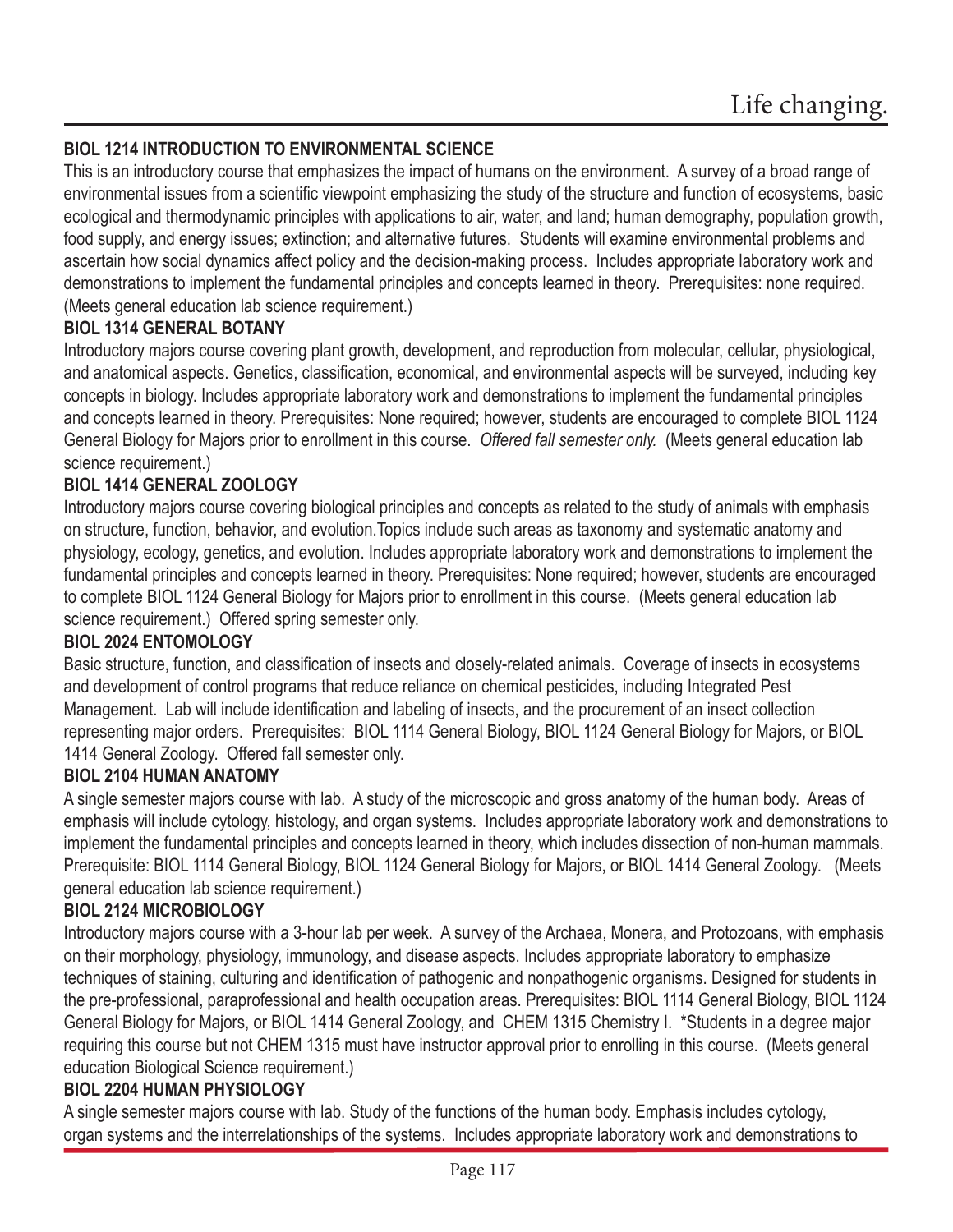**BIOL 1214 INTRODUCTION TO ENVIRONMENTAL SCIENCE**

This is an introductory course that emphasizes the impact of humans on the environment. A survey of a broad range of environmental issues from a scientific viewpoint emphasizing the study of the structure and function of ecosystems, basic ecological and thermodynamic principles with applications to air, water, and land; human demography, population growth, food supply, and energy issues; extinction; and alternative futures. Students will examine environmental problems and ascertain how social dynamics affect policy and the decision-making process. Includes appropriate laboratory work and demonstrations to implement the fundamental principles and concepts learned in theory. Prerequisites: none required. (Meets general education lab science requirement.)

**BIOL 1314 GENERAL BOTANY**

Introductory majors course covering plant growth, development, and reproduction from molecular, cellular, physiological, and anatomical aspects. Genetics, classification, economical, and environmental aspects will be surveyed, including key concepts in biology. Includes appropriate laboratory work and demonstrations to implement the fundamental principles and concepts learned in theory. Prerequisites: None required; however, students are encouraged to complete BIOL 1124 General Biology for Majors prior to enrollment in this course. *Offered fall semester only.* (Meets general education lab science requirement.)

**BIOL 1414 GENERAL ZOOLOGY**

Introductory majors course covering biological principles and concepts as related to the study of animals with emphasis on structure, function, behavior, and evolution.Topics include such areas as taxonomy and systematic anatomy and physiology, ecology, genetics, and evolution. Includes appropriate laboratory work and demonstrations to implement the fundamental principles and concepts learned in theory. Prerequisites: None required; however, students are encouraged to complete BIOL 1124 General Biology for Majors prior to enrollment in this course. (Meets general education lab science requirement.) Offered spring semester only.

**BIOL 2024 ENTOMOLOGY**

Basic structure, function, and classification of insects and closely-related animals. Coverage of insects in ecosystems and development of control programs that reduce reliance on chemical pesticides, including Integrated Pest Management. Lab will include identification and labeling of insects, and the procurement of an insect collection representing major orders. Prerequisites: BIOL 1114 General Biology, BIOL 1124 General Biology for Majors, or BIOL 1414 General Zoology. Offered fall semester only.

**BIOL 2104 HUMAN ANATOMY**

A single semester majors course with lab. A study of the microscopic and gross anatomy of the human body. Areas of emphasis will include cytology, histology, and organ systems. Includes appropriate laboratory work and demonstrations to implement the fundamental principles and concepts learned in theory, which includes dissection of non-human mammals. Prerequisite: BIOL 1114 General Biology, BIOL 1124 General Biology for Majors, or BIOL 1414 General Zoology. (Meets general education lab science requirement.)

**BIOL 2124 MICROBIOLOGY**

Introductory majors course with a 3-hour lab per week. A survey of the Archaea, Monera, and Protozoans, with emphasis on their morphology, physiology, immunology, and disease aspects. Includes appropriate laboratory to emphasize techniques of staining, culturing and identification of pathogenic and nonpathogenic organisms. Designed for students in the pre-professional, paraprofessional and health occupation areas. Prerequisites: BIOL 1114 General Biology, BIOL 1124 General Biology for Majors, or BIOL 1414 General Zoology, and CHEM 1315 Chemistry I. *Students in a degree major requiring this course but not CHEM 1315 must have instructor approval prior to enrolling in this course. (Meets general education Biological Science requirement.)

**BIOL 2204 HUMAN PHYSIOLOGY**

A single semester majors course with lab. Study of the functions of the human body. Emphasis includes cytology, organ systems and the interrelationships of the systems. Includes appropriate laboratory work and demonstrations to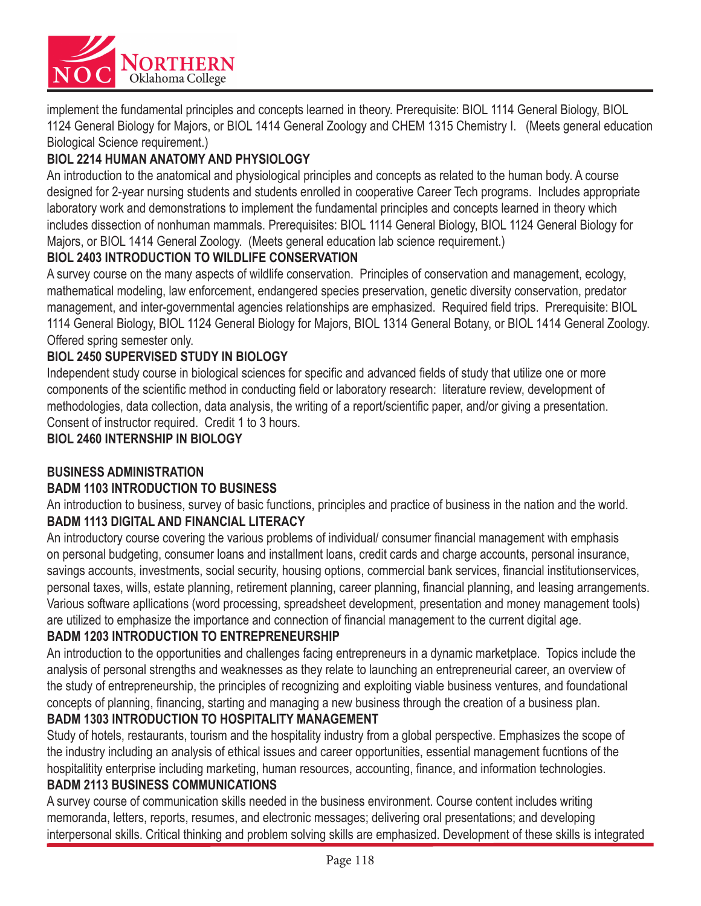implement the fundamental principles and concepts learned in theory. Prerequisite: BIOL 1114 General Biology, BIOL 1124 General Biology for Majors, or BIOL 1414 General Zoology and CHEM 1315 Chemistry I. (Meets general education Biological Science requirement.)

**BIOL 2214 HUMAN ANATOMY AND PHYSIOLOGY**

An introduction to the anatomical and physiological principles and concepts as related to the human body. A course designed for 2-year nursing students and students enrolled in cooperative Career Tech programs. Includes appropriate laboratory work and demonstrations to implement the fundamental principles and concepts learned in theory which includes dissection of nonhuman mammals. Prerequisites: BIOL 1114 General Biology, BIOL 1124 General Biology for Majors, or BIOL 1414 General Zoology. (Meets general education lab science requirement.)

**BIOL 2403 INTRODUCTION TO WILDLIFE CONSERVATION**

A survey course on the many aspects of wildlife conservation. Principles of conservation and management, ecology, mathematical modeling, law enforcement, endangered species preservation, genetic diversity conservation, predator management, and inter-governmental agencies relationships are emphasized. Required field trips. Prerequisite: BIOL 1114 General Biology, BIOL 1124 General Biology for Majors, BIOL 1314 General Botany, or BIOL 1414 General Zoology. Offered spring semester only.

**BIOL 2450 SUPERVISED STUDY IN BIOLOGY**

Independent study course in biological sciences for specific and advanced fields of study that utilize one or more components of the scientific method in conducting field or laboratory research: literature review, development of methodologies, data collection, data analysis, the writing of a report/scientific paper, and/or giving a presentation. Consent of instructor required. Credit 1 to 3 hours.

**BIOL 2460 INTERNSHIP IN BIOLOGY**

## BUSINESS ADMINISTRATION

**BADM 1103 INTRODUCTION TO BUSINESS**

An introduction to business, survey of basic functions, principles and practice of business in the nation and the world.

**BADM 1113 DIGITAL AND FINANCIAL LITERACY**

An introductory course covering the various problems of individual/ consumer financial management with emphasis on personal budgeting, consumer loans and installment loans, credit cards and charge accounts, personal insurance, savings accounts, investments, social security, housing options, commercial bank services, financial institutionservices, personal taxes, wills, estate planning, retirement planning, career planning, financial planning, and leasing arrangements. Various software apllications (word processing, spreadsheet development, presentation and money management tools) are utilized to emphasize the importance and connection of financial management to the current digital age.

**BADM 1203 INTRODUCTION TO ENTREPRENEURSHIP**

An introduction to the opportunities and challenges facing entrepreneurs in a dynamic marketplace. Topics include the analysis of personal strengths and weaknesses as they relate to launching an entrepreneurial career, an overview of the study of entrepreneurship, the principles of recognizing and exploiting viable business ventures, and foundational concepts of planning, financing, starting and managing a new business through the creation of a business plan.

**BADM 1303 INTRODUCTION TO HOSPITALITY MANAGEMENT**

Study of hotels, restaurants, tourism and the hospitality industry from a global perspective. Emphasizes the scope of the industry including an analysis of ethical issues and career opportunities, essential management fucntions of the hospitalitity enterprise including marketing, human resources, accounting, finance, and information technologies.

**BADM 2113 BUSINESS COMMUNICATIONS**

A survey course of communication skills needed in the business environment. Course content includes writing memoranda, letters, reports, resumes, and electronic messages; delivering oral presentations; and developing interpersonal skills. Critical thinking and problem solving skills are emphasized. Development of these skills is integrated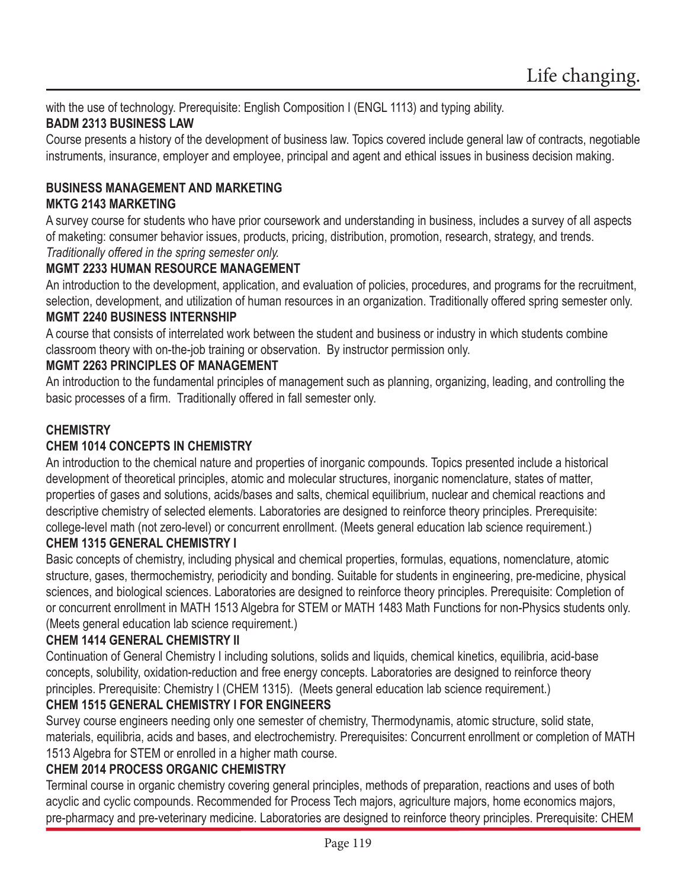with the use of technology. Prerequisite: English Composition I (ENGL 1113) and typing ability.

**BADM 2313 BUSINESS LAW**

Course presents a history of the development of business law. Topics covered include general law of contracts, negotiable instruments, insurance, employer and employee, principal and agent and ethical issues in business decision making.

## BUSINESS MANAGEMENT AND MARKETING

**MKTG 2143 MARKETING**

A survey course for students who have prior coursework and understanding in business, includes a survey of all aspects of maketing: consumer behavior issues, products, pricing, distribution, promotion, research, strategy, and trends. *Traditionally offered in the spring semester only.*

**MGMT 2233 HUMAN RESOURCE MANAGEMENT**

An introduction to the development, application, and evaluation of policies, procedures, and programs for the recruitment, selection, development, and utilization of human resources in an organization. Traditionally offered spring semester only.

**MGMT 2240 BUSINESS INTERNSHIP**

A course that consists of interrelated work between the student and business or industry in which students combine classroom theory with on-the-job training or observation. By instructor permission only.

**MGMT 2263 PRINCIPLES OF MANAGEMENT**

An introduction to the fundamental principles of management such as planning, organizing, leading, and controlling the basic processes of a firm. Traditionally offered in fall semester only.

## CHEMISTRY

**CHEM 1014 CONCEPTS IN CHEMISTRY**

An introduction to the chemical nature and properties of inorganic compounds. Topics presented include a historical development of theoretical principles, atomic and molecular structures, inorganic nomenclature, states of matter, properties of gases and solutions, acids/bases and salts, chemical equilibrium, nuclear and chemical reactions and descriptive chemistry of selected elements. Laboratories are designed to reinforce theory principles. Prerequisite: college-level math (not zero-level) or concurrent enrollment. (Meets general education lab science requirement.)

**CHEM 1315 GENERAL CHEMISTRY I**

Basic concepts of chemistry, including physical and chemical properties, formulas, equations, nomenclature, atomic structure, gases, thermochemistry, periodicity and bonding. Suitable for students in engineering, pre-medicine, physical sciences, and biological sciences. Laboratories are designed to reinforce theory principles. Prerequisite: Completion of or concurrent enrollment in MATH 1513 Algebra for STEM or MATH 1483 Math Functions for non-Physics students only. (Meets general education lab science requirement.)

**CHEM 1414 GENERAL CHEMISTRY II**

Continuation of General Chemistry I including solutions, solids and liquids, chemical kinetics, equilibria, acid-base concepts, solubility, oxidation-reduction and free energy concepts. Laboratories are designed to reinforce theory principles. Prerequisite: Chemistry I (CHEM 1315). (Meets general education lab science requirement.)

**CHEM 1515 GENERAL CHEMISTRY I FOR ENGINEERS**

Survey course engineers needing only one semester of chemistry, Thermodynamis, atomic structure, solid state, materials, equilibria, acids and bases, and electrochemistry. Prerequisites: Concurrent enrollment or completion of MATH 1513 Algebra for STEM or enrolled in a higher math course.

**CHEM 2014 PROCESS ORGANIC CHEMISTRY**

Terminal course in organic chemistry covering general principles, methods of preparation, reactions and uses of both acyclic and cyclic compounds. Recommended for Process Tech majors, agriculture majors, home economics majors, pre-pharmacy and pre-veterinary medicine. Laboratories are designed to reinforce theory principles. Prerequisite: CHEM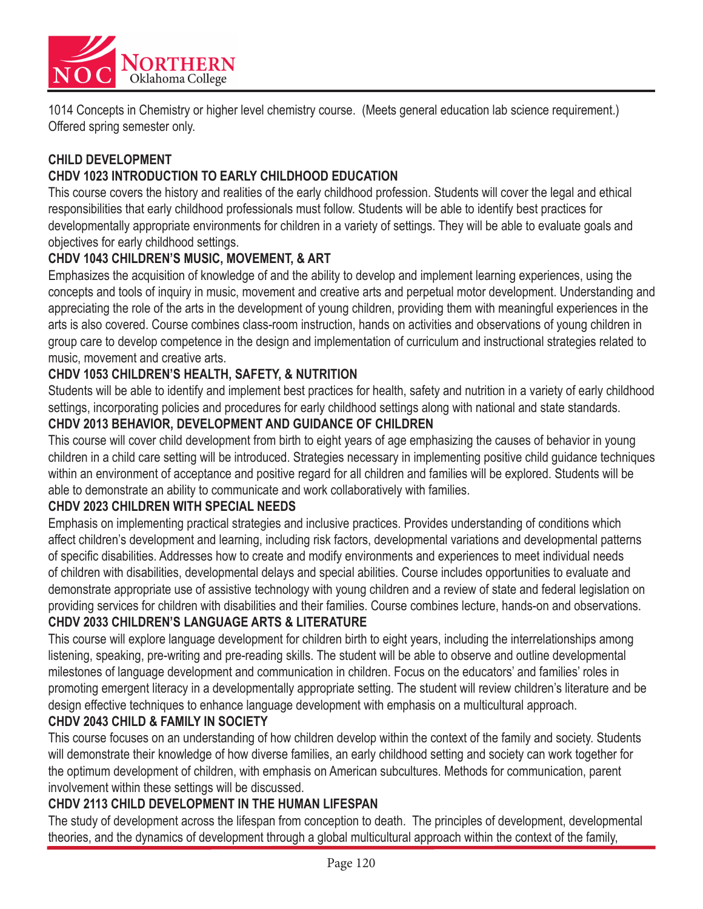1014 Concepts in Chemistry or higher level chemistry course. (Meets general education lab science requirement.) Offered spring semester only.

## CHILD DEVELOPMENT

### CHDV 1023 INTRODUCTION TO EARLY CHILDHOOD EDUCATION

This course covers the history and realities of the early childhood profession. Students will cover the legal and ethical responsibilities that early childhood professionals must follow. Students will be able to identify best practices for developmentally appropriate environments for children in a variety of settings. They will be able to evaluate goals and objectives for early childhood settings.

### CHDV 1043 CHILDREN'S MUSIC, MOVEMENT, & ART

Emphasizes the acquisition of knowledge of and the ability to develop and implement learning experiences, using the concepts and tools of inquiry in music, movement and creative arts and perpetual motor development. Understanding and appreciating the role of the arts in the development of young children, providing them with meaningful experiences in the arts is also covered. Course combines class-room instruction, hands on activities and observations of young children in group care to develop competence in the design and implementation of curriculum and instructional strategies related to music, movement and creative arts.

### CHDV 1053 CHILDREN'S HEALTH, SAFETY, & NUTRITION

Students will be able to identify and implement best practices for health, safety and nutrition in a variety of early childhood settings, incorporating policies and procedures for early childhood settings along with national and state standards.

### CHDV 2013 BEHAVIOR, DEVELOPMENT AND GUIDANCE OF CHILDREN

This course will cover child development from birth to eight years of age emphasizing the causes of behavior in young children in a child care setting will be introduced. Strategies necessary in implementing positive child guidance techniques within an environment of acceptance and positive regard for all children and families will be explored. Students will be able to demonstrate an ability to communicate and work collaboratively with families.

### CHDV 2023 CHILDREN WITH SPECIAL NEEDS

Emphasis on implementing practical strategies and inclusive practices. Provides understanding of conditions which affect children's development and learning, including risk factors, developmental variations and developmental patterns of specific disabilities. Addresses how to create and modify environments and experiences to meet individual needs of children with disabilities, developmental delays and special abilities. Course includes opportunities to evaluate and demonstrate appropriate use of assistive technology with young children and a review of state and federal legislation on providing services for children with disabilities and their families. Course combines lecture, hands-on and observations.

### CHDV 2033 CHILDREN'S LANGUAGE ARTS & LITERATURE

This course will explore language development for children birth to eight years, including the interrelationships among listening, speaking, pre-writing and pre-reading skills. The student will be able to observe and outline developmental milestones of language development and communication in children. Focus on the educators' and families' roles in promoting emergent literacy in a developmentally appropriate setting. The student will review children's literature and be design effective techniques to enhance language development with emphasis on a multicultural approach.

### CHDV 2043 CHILD & FAMILY IN SOCIETY

This course focuses on an understanding of how children develop within the context of the family and society. Students will demonstrate their knowledge of how diverse families, an early childhood setting and society can work together for the optimum development of children, with emphasis on American subcultures. Methods for communication, parent involvement within these settings will be discussed.

### CHDV 2113 CHILD DEVELOPMENT IN THE HUMAN LIFESPAN

The study of development across the lifespan from conception to death. The principles of development, developmental theories, and the dynamics of development through a global multicultural approach within the context of the family,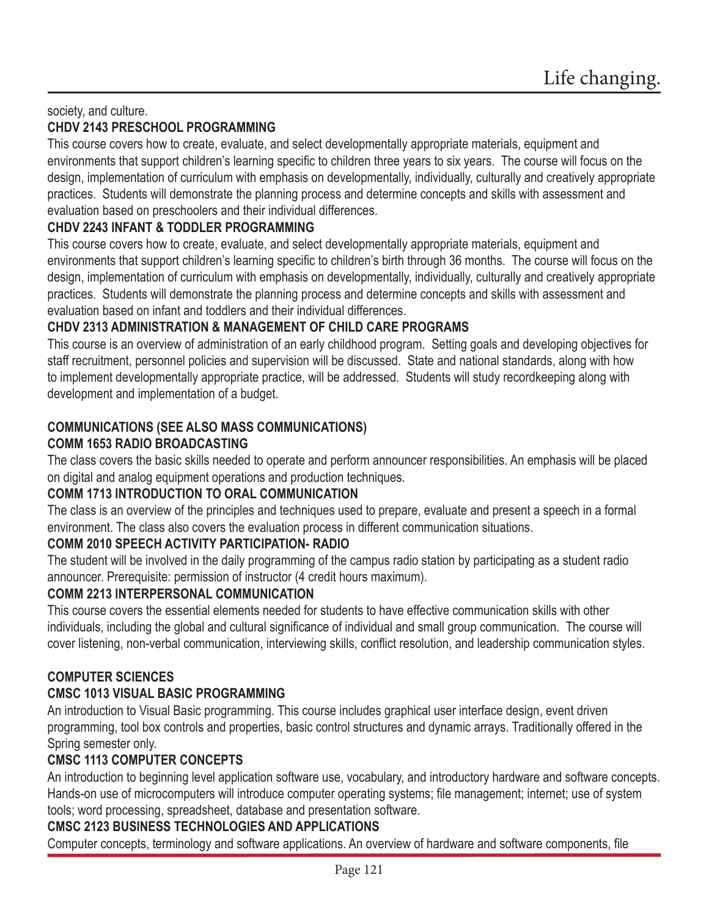society, and culture.

**CHDV 2143 PRESCHOOL PROGRAMMING**

This course covers how to create, evaluate, and select developmentally appropriate materials, equipment and environments that support children's learning specific to children three years to six years. The course will focus on the design, implementation of curriculum with emphasis on developmentally, individually, culturally and creatively appropriate practices. Students will demonstrate the planning process and determine concepts and skills with assessment and evaluation based on preschoolers and their individual differences.

**CHDV 2243 INFANT & TODDLER PROGRAMMING**

This course covers how to create, evaluate, and select developmentally appropriate materials, equipment and environments that support children's learning specific to children's birth through 36 months. The course will focus on the design, implementation of curriculum with emphasis on developmentally, individually, culturally and creatively appropriate practices. Students will demonstrate the planning process and determine concepts and skills with assessment and evaluation based on infant and toddlers and their individual differences.

**CHDV 2313 ADMINISTRATION & MANAGEMENT OF CHILD CARE PROGRAMS**

This course is an overview of administration of an early childhood program. Setting goals and developing objectives for staff recruitment, personnel policies and supervision will be discussed. State and national standards, along with how to implement developmentally appropriate practice, will be addressed. Students will study recordkeeping along with development and implementation of a budget.

## COMMUNICATIONS (SEE ALSO MASS COMMUNICATIONS)

**COMM 1653 RADIO BROADCASTING**

The class covers the basic skills needed to operate and perform announcer responsibilities. An emphasis will be placed on digital and analog equipment operations and production techniques.

**COMM 1713 INTRODUCTION TO ORAL COMMUNICATION**

The class is an overview of the principles and techniques used to prepare, evaluate and present a speech in a formal environment. The class also covers the evaluation process in different communication situations.

**COMM 2010 SPEECH ACTIVITY PARTICIPATION- RADIO**

The student will be involved in the daily programming of the campus radio station by participating as a student radio announcer. Prerequisite: permission of instructor (4 credit hours maximum).

**COMM 2213 INTERPERSONAL COMMUNICATION**

This course covers the essential elements needed for students to have effective communication skills with other individuals, including the global and cultural significance of individual and small group communication. The course will cover listening, non-verbal communication, interviewing skills, conflict resolution, and leadership communication styles.

## COMPUTER SCIENCES

**CMSC 1013 VISUAL BASIC PROGRAMMING**

An introduction to Visual Basic programming. This course includes graphical user interface design, event driven programming, tool box controls and properties, basic control structures and dynamic arrays. Traditionally offered in the Spring semester only.

**CMSC 1113 COMPUTER CONCEPTS**

An introduction to beginning level application software use, vocabulary, and introductory hardware and software concepts. Hands-on use of microcomputers will introduce computer operating systems; file management; internet; use of system tools; word processing, spreadsheet, database and presentation software.

**CMSC 2123 BUSINESS TECHNOLOGIES AND APPLICATIONS**

Computer concepts, terminology and software applications. An overview of hardware and software components, file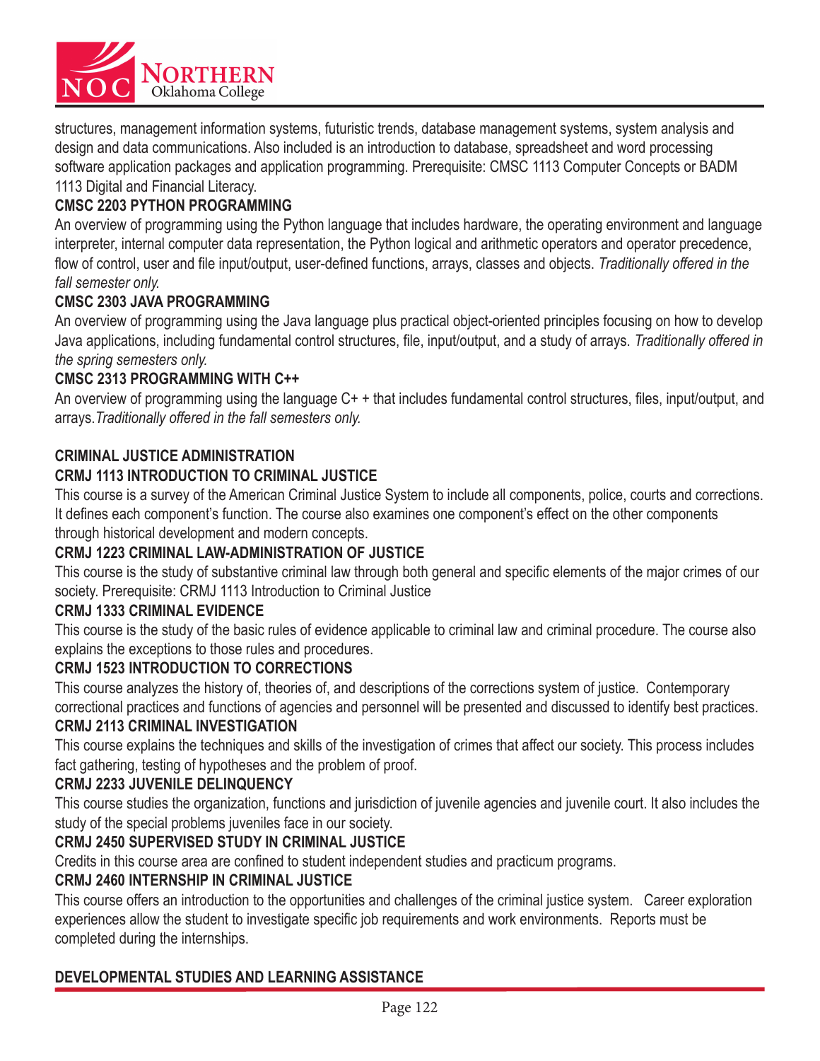structures, management information systems, futuristic trends, database management systems, system analysis and design and data communications. Also included is an introduction to database, spreadsheet and word processing software application packages and application programming. Prerequisite: CMSC 1113 Computer Concepts or BADM 1113 Digital and Financial Literacy.

**CMSC 2203 PYTHON PROGRAMMING**

An overview of programming using the Python language that includes hardware, the operating environment and language interpreter, internal computer data representation, the Python logical and arithmetic operators and operator precedence, flow of control, user and file input/output, user-defined functions, arrays, classes and objects. *Traditionally offered in the fall semester only.*

**CMSC 2303 JAVA PROGRAMMING**

An overview of programming using the Java language plus practical object-oriented principles focusing on how to develop Java applications, including fundamental control structures, file, input/output, and a study of arrays. *Traditionally offered in the spring semesters only.*

**CMSC 2313 PROGRAMMING WITH C++**

An overview of programming using the language C+ + that includes fundamental control structures, files, input/output, and arrays.*Traditionally offered in the fall semesters only.*

**CRIMINAL JUSTICE ADMINISTRATION**

**CRMJ 1113 INTRODUCTION TO CRIMINAL JUSTICE**

This course is a survey of the American Criminal Justice System to include all components, police, courts and corrections. It defines each component's function. The course also examines one component's effect on the other components through historical development and modern concepts.

**CRMJ 1223 CRIMINAL LAW-ADMINISTRATION OF JUSTICE**

This course is the study of substantive criminal law through both general and specific elements of the major crimes of our society. Prerequisite: CRMJ 1113 Introduction to Criminal Justice

**CRMJ 1333 CRIMINAL EVIDENCE**

This course is the study of the basic rules of evidence applicable to criminal law and criminal procedure. The course also explains the exceptions to those rules and procedures.

**CRMJ 1523 INTRODUCTION TO CORRECTIONS**

This course analyzes the history of, theories of, and descriptions of the corrections system of justice. Contemporary correctional practices and functions of agencies and personnel will be presented and discussed to identify best practices.

**CRMJ 2113 CRIMINAL INVESTIGATION**

This course explains the techniques and skills of the investigation of crimes that affect our society. This process includes fact gathering, testing of hypotheses and the problem of proof.

**CRMJ 2233 JUVENILE DELINQUENCY**

This course studies the organization, functions and jurisdiction of juvenile agencies and juvenile court. It also includes the study of the special problems juveniles face in our society.

**CRMJ 2450 SUPERVISED STUDY IN CRIMINAL JUSTICE**

Credits in this course area are confined to student independent studies and practicum programs.

**CRMJ 2460 INTERNSHIP IN CRIMINAL JUSTICE**

This course offers an introduction to the opportunities and challenges of the criminal justice system. Career exploration experiences allow the student to investigate specific job requirements and work environments. Reports must be completed during the internships.

**DEVELOPMENTAL STUDIES AND LEARNING ASSISTANCE**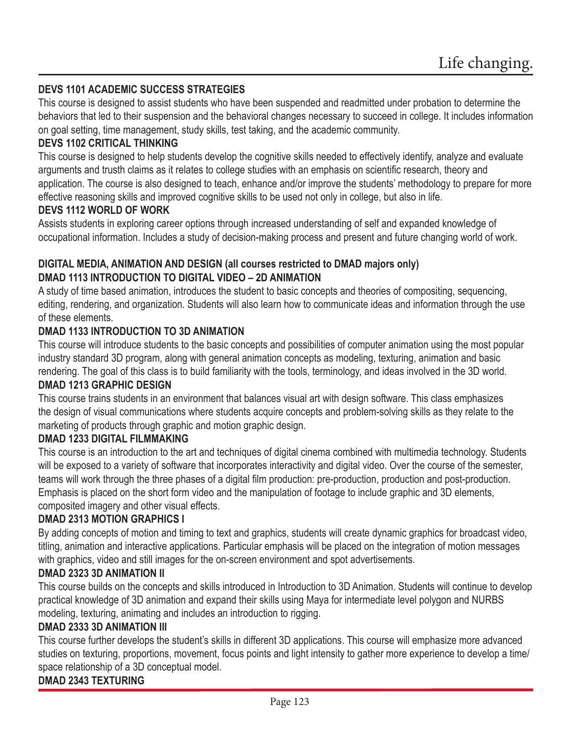### DEVS 1101 ACADEMIC SUCCESS STRATEGIES

This course is designed to assist students who have been suspended and readmitted under probation to determine the behaviors that led to their suspension and the behavioral changes necessary to succeed in college. It includes information on goal setting, time management, study skills, test taking, and the academic community.

### DEVS 1102 CRITICAL THINKING

This course is designed to help students develop the cognitive skills needed to effectively identify, analyze and evaluate arguments and trusth claims as it relates to college studies with an emphasis on scientific research, theory and application. The course is also designed to teach, enhance and/or improve the students' methodology to prepare for more effective reasoning skills and improved cognitive skills to be used not only in college, but also in life.

### DEVS 1112 WORLD OF WORK

Assists students in exploring career options through increased understanding of self and expanded knowledge of occupational information. Includes a study of decision-making process and present and future changing world of work.

## DIGITAL MEDIA, ANIMATION AND DESIGN (all courses restricted to DMAD majors only)

### DMAD 1113 INTRODUCTION TO DIGITAL VIDEO – 2D ANIMATION

A study of time based animation, introduces the student to basic concepts and theories of compositing, sequencing, editing, rendering, and organization. Students will also learn how to communicate ideas and information through the use of these elements.

### DMAD 1133 INTRODUCTION TO 3D ANIMATION

This course will introduce students to the basic concepts and possibilities of computer animation using the most popular industry standard 3D program, along with general animation concepts as modeling, texturing, animation and basic rendering. The goal of this class is to build familiarity with the tools, terminology, and ideas involved in the 3D world.

### DMAD 1213 GRAPHIC DESIGN

This course trains students in an environment that balances visual art with design software. This class emphasizes the design of visual communications where students acquire concepts and problem-solving skills as they relate to the marketing of products through graphic and motion graphic design.

### DMAD 1233 DIGITAL FILMMAKING

This course is an introduction to the art and techniques of digital cinema combined with multimedia technology. Students will be exposed to a variety of software that incorporates interactivity and digital video. Over the course of the semester, teams will work through the three phases of a digital film production: pre-production, production and post-production. Emphasis is placed on the short form video and the manipulation of footage to include graphic and 3D elements, composited imagery and other visual effects.

### DMAD 2313 MOTION GRAPHICS I

By adding concepts of motion and timing to text and graphics, students will create dynamic graphics for broadcast video, titling, animation and interactive applications. Particular emphasis will be placed on the integration of motion messages with graphics, video and still images for the on-screen environment and spot advertisements.

### DMAD 2323 3D ANIMATION II

This course builds on the concepts and skills introduced in Introduction to 3D Animation. Students will continue to develop practical knowledge of 3D animation and expand their skills using Maya for intermediate level polygon and NURBS modeling, texturing, animating and includes an introduction to rigging.

### DMAD 2333 3D ANIMATION III

This course further develops the student's skills in different 3D applications. This course will emphasize more advanced studies on texturing, proportions, movement, focus points and light intensity to gather more experience to develop a time/space relationship of a 3D conceptual model.

### DMAD 2343 TEXTURING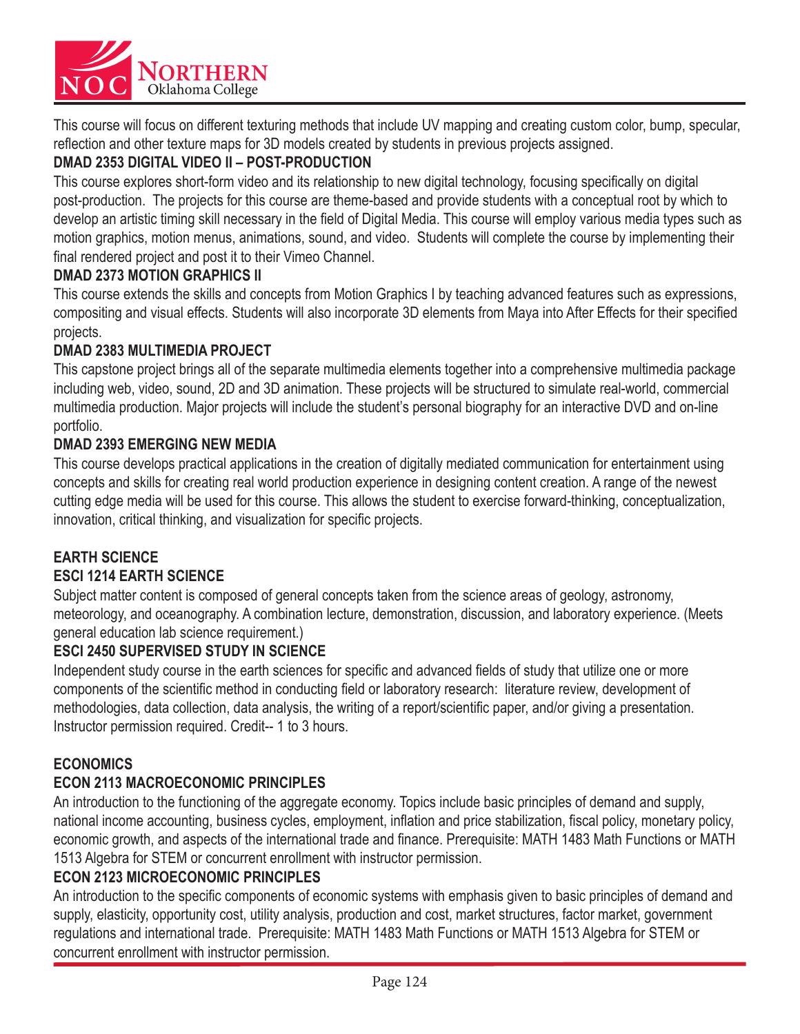This course will focus on different texturing methods that include UV mapping and creating custom color, bump, specular, reflection and other texture maps for 3D models created by students in previous projects assigned.

### DMAD 2353 DIGITAL VIDEO II – POST-PRODUCTION

This course explores short-form video and its relationship to new digital technology, focusing specifically on digital post-production. The projects for this course are theme-based and provide students with a conceptual root by which to develop an artistic timing skill necessary in the field of Digital Media. This course will employ various media types such as motion graphics, motion menus, animations, sound, and video. Students will complete the course by implementing their final rendered project and post it to their Vimeo Channel.

### DMAD 2373 MOTION GRAPHICS II

This course extends the skills and concepts from Motion Graphics I by teaching advanced features such as expressions, compositing and visual effects. Students will also incorporate 3D elements from Maya into After Effects for their specified projects.

### DMAD 2383 MULTIMEDIA PROJECT

This capstone project brings all of the separate multimedia elements together into a comprehensive multimedia package including web, video, sound, 2D and 3D animation. These projects will be structured to simulate real-world, commercial multimedia production. Major projects will include the student's personal biography for an interactive DVD and on-line portfolio.

### DMAD 2393 EMERGING NEW MEDIA

This course develops practical applications in the creation of digitally mediated communication for entertainment using concepts and skills for creating real world production experience in designing content creation. A range of the newest cutting edge media will be used for this course. This allows the student to exercise forward-thinking, conceptualization, innovation, critical thinking, and visualization for specific projects.

## EARTH SCIENCE

### ESCI 1214 EARTH SCIENCE

Subject matter content is composed of general concepts taken from the science areas of geology, astronomy, meteorology, and oceanography. A combination lecture, demonstration, discussion, and laboratory experience. (Meets general education lab science requirement.)

### ESCI 2450 SUPERVISED STUDY IN SCIENCE

Independent study course in the earth sciences for specific and advanced fields of study that utilize one or more components of the scientific method in conducting field or laboratory research: literature review, development of methodologies, data collection, data analysis, the writing of a report/scientific paper, and/or giving a presentation. Instructor permission required. Credit-- 1 to 3 hours.

## ECONOMICS

### ECON 2113 MACROECONOMIC PRINCIPLES

An introduction to the functioning of the aggregate economy. Topics include basic principles of demand and supply, national income accounting, business cycles, employment, inflation and price stabilization, fiscal policy, monetary policy, economic growth, and aspects of the international trade and finance. Prerequisite: MATH 1483 Math Functions or MATH 1513 Algebra for STEM or concurrent enrollment with instructor permission.

### ECON 2123 MICROECONOMIC PRINCIPLES

An introduction to the specific components of economic systems with emphasis given to basic principles of demand and supply, elasticity, opportunity cost, utility analysis, production and cost, market structures, factor market, government regulations and international trade. Prerequisite: MATH 1483 Math Functions or MATH 1513 Algebra for STEM or concurrent enrollment with instructor permission.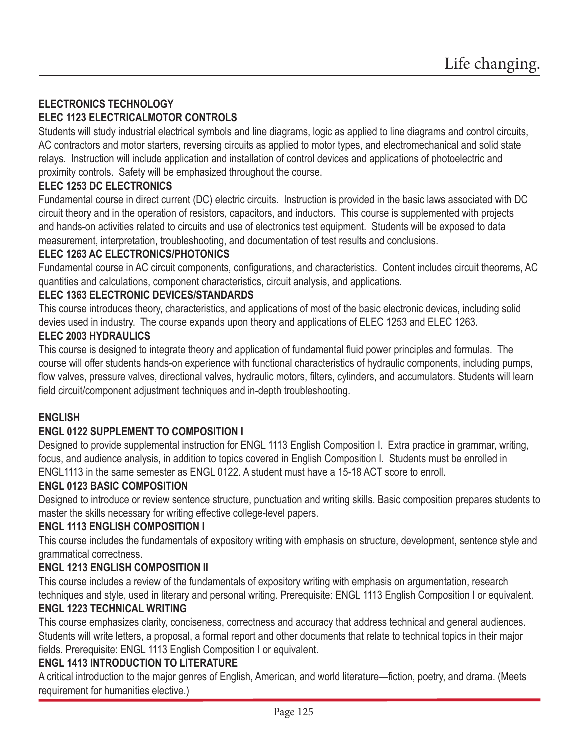## ELECTRONICS TECHNOLOGY

### ELEC 1123 ELECTRICALMOTOR CONTROLS

Students will study industrial electrical symbols and line diagrams, logic as applied to line diagrams and control circuits, AC contractors and motor starters, reversing circuits as applied to motor types, and electromechanical and solid state relays. Instruction will include application and installation of control devices and applications of photoelectric and proximity controls. Safety will be emphasized throughout the course.

### ELEC 1253 DC ELECTRONICS

Fundamental course in direct current (DC) electric circuits. Instruction is provided in the basic laws associated with DC circuit theory and in the operation of resistors, capacitors, and inductors. This course is supplemented with projects and hands-on activities related to circuits and use of electronics test equipment. Students will be exposed to data measurement, interpretation, troubleshooting, and documentation of test results and conclusions.

### ELEC 1263 AC ELECTRONICS/PHOTONICS

Fundamental course in AC circuit components, configurations, and characteristics. Content includes circuit theorems, AC quantities and calculations, component characteristics, circuit analysis, and applications.

### ELEC 1363 ELECTRONIC DEVICES/STANDARDS

This course introduces theory, characteristics, and applications of most of the basic electronic devices, including solid devies used in industry. The course expands upon theory and applications of ELEC 1253 and ELEC 1263.

### ELEC 2003 HYDRAULICS

This course is designed to integrate theory and application of fundamental fluid power principles and formulas. The course will offer students hands-on experience with functional characteristics of hydraulic components, including pumps, flow valves, pressure valves, directional valves, hydraulic motors, filters, cylinders, and accumulators. Students will learn field circuit/component adjustment techniques and in-depth troubleshooting.

## ENGLISH

### ENGL 0122 SUPPLEMENT TO COMPOSITION I

Designed to provide supplemental instruction for ENGL 1113 English Composition I. Extra practice in grammar, writing, focus, and audience analysis, in addition to topics covered in English Composition I. Students must be enrolled in ENGL1113 in the same semester as ENGL 0122. A student must have a 15-18 ACT score to enroll.

### ENGL 0123 BASIC COMPOSITION

Designed to introduce or review sentence structure, punctuation and writing skills. Basic composition prepares students to master the skills necessary for writing effective college-level papers.

### ENGL 1113 ENGLISH COMPOSITION I

This course includes the fundamentals of expository writing with emphasis on structure, development, sentence style and grammatical correctness.

### ENGL 1213 ENGLISH COMPOSITION II

This course includes a review of the fundamentals of expository writing with emphasis on argumentation, research techniques and style, used in literary and personal writing. Prerequisite: ENGL 1113 English Composition I or equivalent.

### ENGL 1223 TECHNICAL WRITING

This course emphasizes clarity, conciseness, correctness and accuracy that address technical and general audiences. Students will write letters, a proposal, a formal report and other documents that relate to technical topics in their major fields. Prerequisite: ENGL 1113 English Composition I or equivalent.

### ENGL 1413 INTRODUCTION TO LITERATURE

A critical introduction to the major genres of English, American, and world literature—fiction, poetry, and drama. (Meets requirement for humanities elective.)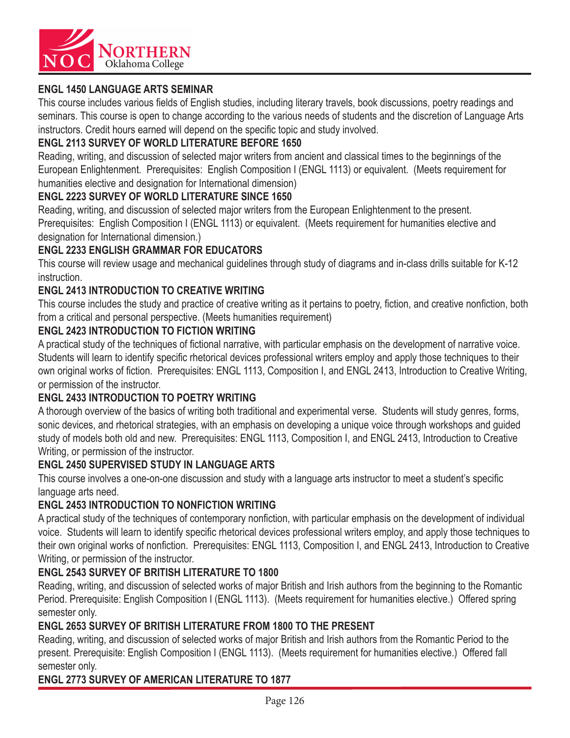#### ENGL 1450 LANGUAGE ARTS SEMINAR

This course includes various fields of English studies, including literary travels, book discussions, poetry readings and seminars. This course is open to change according to the various needs of students and the discretion of Language Arts instructors. Credit hours earned will depend on the specific topic and study involved.

#### ENGL 2113 SURVEY OF WORLD LITERATURE BEFORE 1650

Reading, writing, and discussion of selected major writers from ancient and classical times to the beginnings of the European Enlightenment. Prerequisites: English Composition I (ENGL 1113) or equivalent. (Meets requirement for humanities elective and designation for International dimension)

#### ENGL 2223 SURVEY OF WORLD LITERATURE SINCE 1650

Reading, writing, and discussion of selected major writers from the European Enlightenment to the present. Prerequisites: English Composition I (ENGL 1113) or equivalent. (Meets requirement for humanities elective and designation for International dimension.)

#### ENGL 2233 ENGLISH GRAMMAR FOR EDUCATORS

This course will review usage and mechanical guidelines through study of diagrams and in-class drills suitable for K-12 instruction.

#### ENGL 2413 INTRODUCTION TO CREATIVE WRITING

This course includes the study and practice of creative writing as it pertains to poetry, fiction, and creative nonfiction, both from a critical and personal perspective. (Meets humanities requirement)

#### ENGL 2423 INTRODUCTION TO FICTION WRITING

A practical study of the techniques of fictional narrative, with particular emphasis on the development of narrative voice. Students will learn to identify specific rhetorical devices professional writers employ and apply those techniques to their own original works of fiction. Prerequisites: ENGL 1113, Composition I, and ENGL 2413, Introduction to Creative Writing, or permission of the instructor.

#### ENGL 2433 INTRODUCTION TO POETRY WRITING

A thorough overview of the basics of writing both traditional and experimental verse. Students will study genres, forms, sonic devices, and rhetorical strategies, with an emphasis on developing a unique voice through workshops and guided study of models both old and new. Prerequisites: ENGL 1113, Composition I, and ENGL 2413, Introduction to Creative Writing, or permission of the instructor.

#### ENGL 2450 SUPERVISED STUDY IN LANGUAGE ARTS

This course involves a one-on-one discussion and study with a language arts instructor to meet a student's specific language arts need.

#### ENGL 2453 INTRODUCTION TO NONFICTION WRITING

A practical study of the techniques of contemporary nonfiction, with particular emphasis on the development of individual voice. Students will learn to identify specific rhetorical devices professional writers employ, and apply those techniques to their own original works of nonfiction. Prerequisites: ENGL 1113, Composition I, and ENGL 2413, Introduction to Creative Writing, or permission of the instructor.

#### ENGL 2543 SURVEY OF BRITISH LITERATURE TO 1800

Reading, writing, and discussion of selected works of major British and Irish authors from the beginning to the Romantic Period. Prerequisite: English Composition I (ENGL 1113). (Meets requirement for humanities elective.) Offered spring semester only.

#### ENGL 2653 SURVEY OF BRITISH LITERATURE FROM 1800 TO THE PRESENT

Reading, writing, and discussion of selected works of major British and Irish authors from the Romantic Period to the present. Prerequisite: English Composition I (ENGL 1113). (Meets requirement for humanities elective.) Offered fall semester only.

#### ENGL 2773 SURVEY OF AMERICAN LITERATURE TO 1877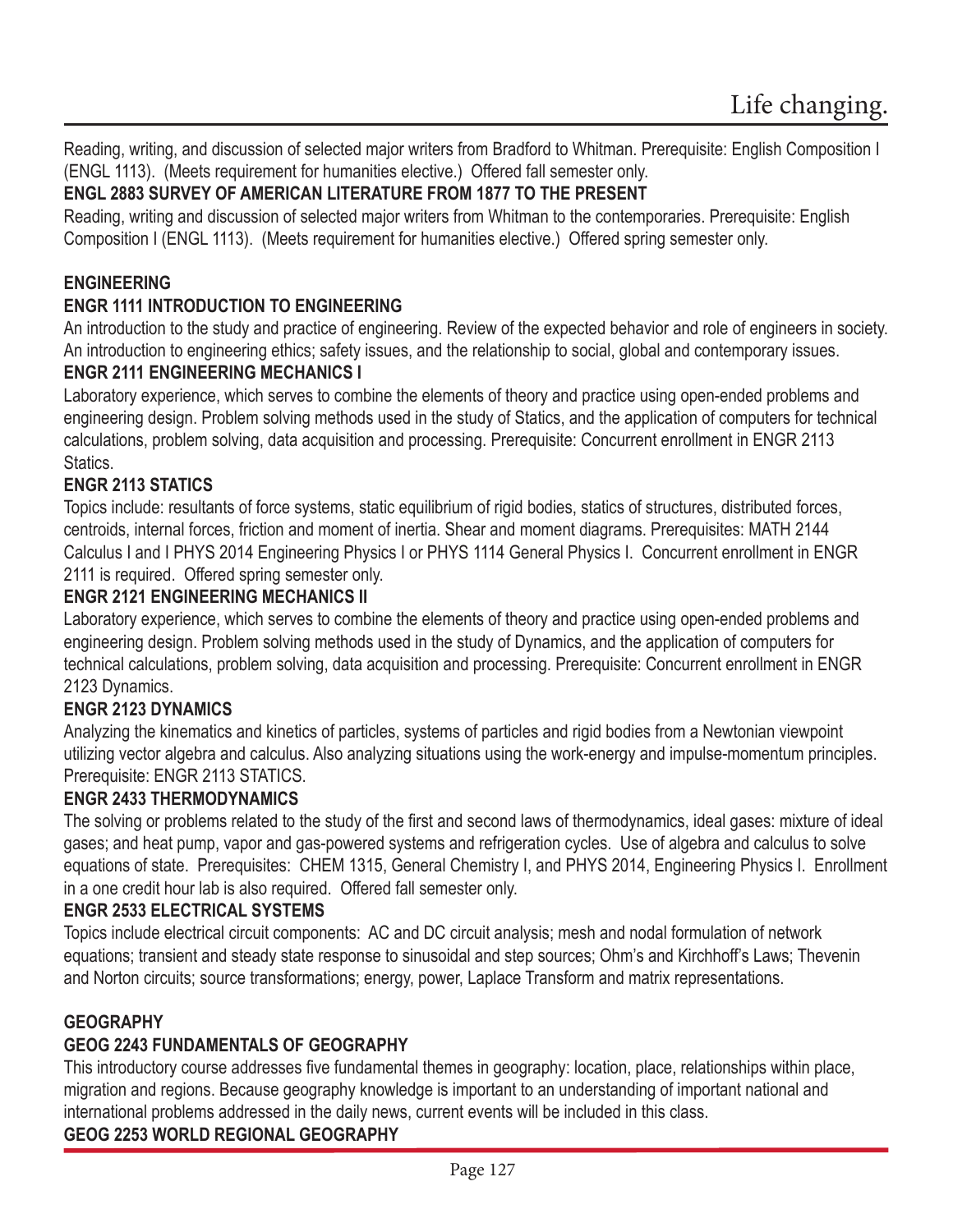Reading, writing, and discussion of selected major writers from Bradford to Whitman. Prerequisite: English Composition I (ENGL 1113). (Meets requirement for humanities elective.) Offered fall semester only.

**ENGL 2883 SURVEY OF AMERICAN LITERATURE FROM 1877 TO THE PRESENT**

Reading, writing and discussion of selected major writers from Whitman to the contemporaries. Prerequisite: English Composition I (ENGL 1113). (Meets requirement for humanities elective.) Offered spring semester only.

## ENGINEERING

**ENGR 1111 INTRODUCTION TO ENGINEERING**

An introduction to the study and practice of engineering. Review of the expected behavior and role of engineers in society. An introduction to engineering ethics; safety issues, and the relationship to social, global and contemporary issues.

**ENGR 2111 ENGINEERING MECHANICS I**

Laboratory experience, which serves to combine the elements of theory and practice using open-ended problems and engineering design. Problem solving methods used in the study of Statics, and the application of computers for technical calculations, problem solving, data acquisition and processing. Prerequisite: Concurrent enrollment in ENGR 2113 Statics.

**ENGR 2113 STATICS**

Topics include: resultants of force systems, static equilibrium of rigid bodies, statics of structures, distributed forces, centroids, internal forces, friction and moment of inertia. Shear and moment diagrams. Prerequisites: MATH 2144 Calculus I and I PHYS 2014 Engineering Physics I or PHYS 1114 General Physics I. Concurrent enrollment in ENGR 2111 is required. Offered spring semester only.

**ENGR 2121 ENGINEERING MECHANICS II**

Laboratory experience, which serves to combine the elements of theory and practice using open-ended problems and engineering design. Problem solving methods used in the study of Dynamics, and the application of computers for technical calculations, problem solving, data acquisition and processing. Prerequisite: Concurrent enrollment in ENGR 2123 Dynamics.

**ENGR 2123 DYNAMICS**

Analyzing the kinematics and kinetics of particles, systems of particles and rigid bodies from a Newtonian viewpoint utilizing vector algebra and calculus. Also analyzing situations using the work-energy and impulse-momentum principles. Prerequisite: ENGR 2113 STATICS.

**ENGR 2433 THERMODYNAMICS**

The solving or problems related to the study of the first and second laws of thermodynamics, ideal gases: mixture of ideal gases; and heat pump, vapor and gas-powered systems and refrigeration cycles. Use of algebra and calculus to solve equations of state. Prerequisites: CHEM 1315, General Chemistry I, and PHYS 2014, Engineering Physics I. Enrollment in a one credit hour lab is also required. Offered fall semester only.

**ENGR 2533 ELECTRICAL SYSTEMS**

Topics include electrical circuit components: AC and DC circuit analysis; mesh and nodal formulation of network equations; transient and steady state response to sinusoidal and step sources; Ohm's and Kirchhoff's Laws; Thevenin and Norton circuits; source transformations; energy, power, Laplace Transform and matrix representations.

## GEOGRAPHY

**GEOG 2243 FUNDAMENTALS OF GEOGRAPHY**

This introductory course addresses five fundamental themes in geography: location, place, relationships within place, migration and regions. Because geography knowledge is important to an understanding of important national and international problems addressed in the daily news, current events will be included in this class.

**GEOG 2253 WORLD REGIONAL GEOGRAPHY**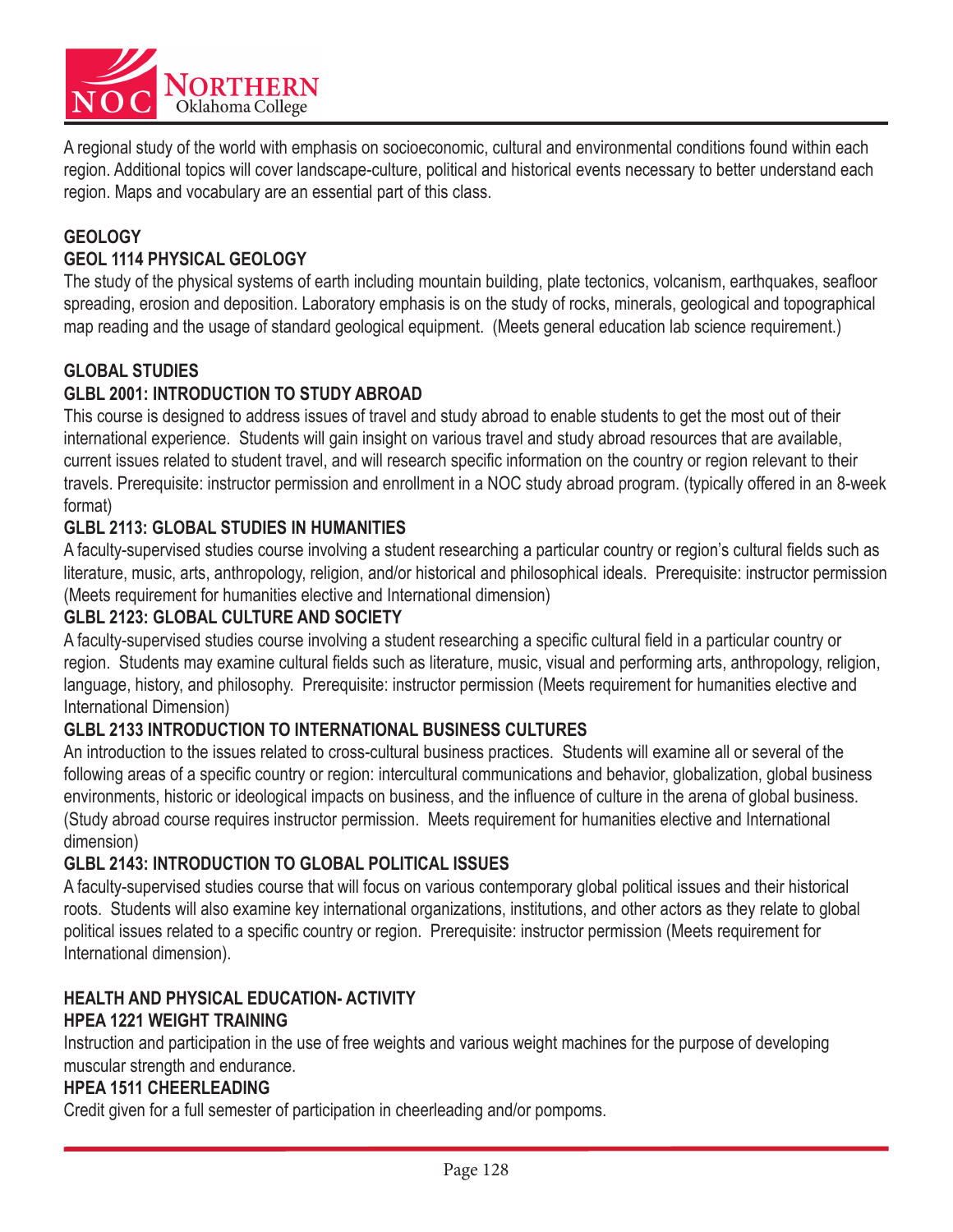A regional study of the world with emphasis on socioeconomic, cultural and environmental conditions found within each region. Additional topics will cover landscape-culture, political and historical events necessary to better understand each region. Maps and vocabulary are an essential part of this class.

## GEOLOGY

### GEOL 1114 PHYSICAL GEOLOGY

The study of the physical systems of earth including mountain building, plate tectonics, volcanism, earthquakes, seafloor spreading, erosion and deposition. Laboratory emphasis is on the study of rocks, minerals, geological and topographical map reading and the usage of standard geological equipment. (Meets general education lab science requirement.)

## GLOBAL STUDIES

### GLBL 2001: INTRODUCTION TO STUDY ABROAD

This course is designed to address issues of travel and study abroad to enable students to get the most out of their international experience. Students will gain insight on various travel and study abroad resources that are available, current issues related to student travel, and will research specific information on the country or region relevant to their travels. Prerequisite: instructor permission and enrollment in a NOC study abroad program. (typically offered in an 8-week format)

### GLBL 2113: GLOBAL STUDIES IN HUMANITIES

A faculty-supervised studies course involving a student researching a particular country or region's cultural fields such as literature, music, arts, anthropology, religion, and/or historical and philosophical ideals. Prerequisite: instructor permission (Meets requirement for humanities elective and International dimension)

### GLBL 2123: GLOBAL CULTURE AND SOCIETY

A faculty-supervised studies course involving a student researching a specific cultural field in a particular country or region. Students may examine cultural fields such as literature, music, visual and performing arts, anthropology, religion, language, history, and philosophy. Prerequisite: instructor permission (Meets requirement for humanities elective and International Dimension)

### GLBL 2133 INTRODUCTION TO INTERNATIONAL BUSINESS CULTURES

An introduction to the issues related to cross-cultural business practices. Students will examine all or several of the following areas of a specific country or region: intercultural communications and behavior, globalization, global business environments, historic or ideological impacts on business, and the influence of culture in the arena of global business. (Study abroad course requires instructor permission. Meets requirement for humanities elective and International dimension)

### GLBL 2143: INTRODUCTION TO GLOBAL POLITICAL ISSUES

A faculty-supervised studies course that will focus on various contemporary global political issues and their historical roots. Students will also examine key international organizations, institutions, and other actors as they relate to global political issues related to a specific country or region. Prerequisite: instructor permission (Meets requirement for International dimension).

## HEALTH AND PHYSICAL EDUCATION- ACTIVITY

### HPEA 1221 WEIGHT TRAINING

Instruction and participation in the use of free weights and various weight machines for the purpose of developing muscular strength and endurance.

### HPEA 1511 CHEERLEADING

Credit given for a full semester of participation in cheerleading and/or pompoms.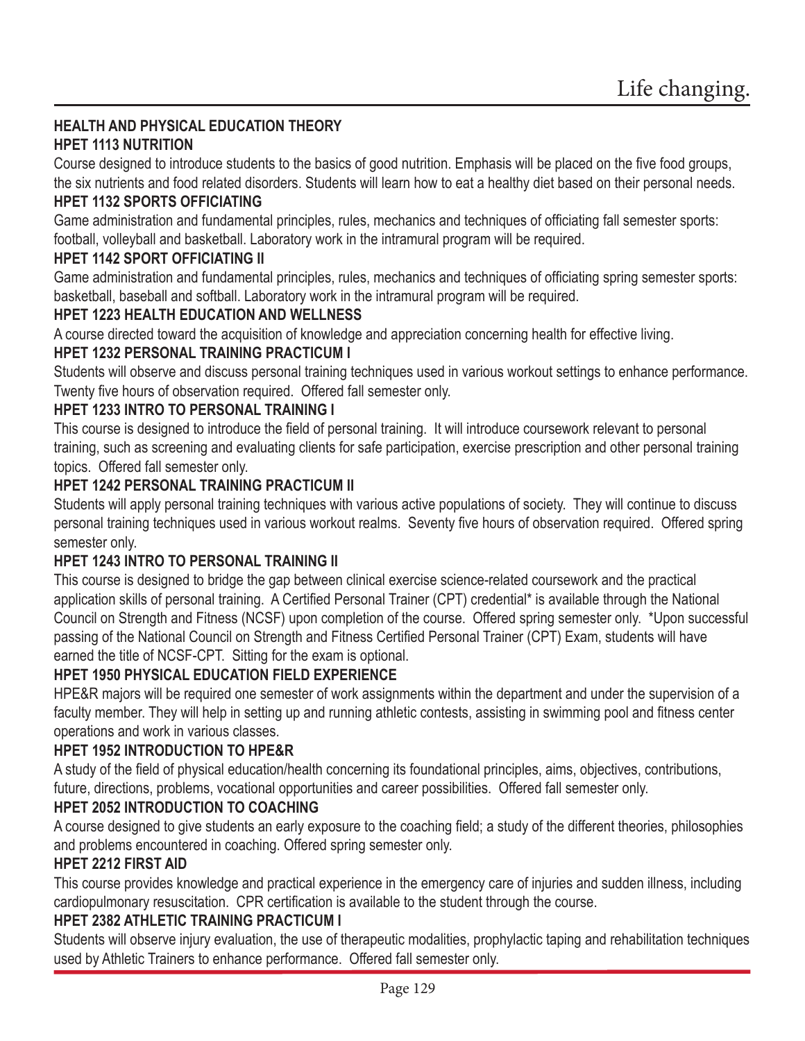## HEALTH AND PHYSICAL EDUCATION THEORY

### HPET 1113 NUTRITION

Course designed to introduce students to the basics of good nutrition. Emphasis will be placed on the five food groups, the six nutrients and food related disorders. Students will learn how to eat a healthy diet based on their personal needs.

### HPET 1132 SPORTS OFFICIATING

Game administration and fundamental principles, rules, mechanics and techniques of officiating fall semester sports: football, volleyball and basketball. Laboratory work in the intramural program will be required.

### HPET 1142 SPORT OFFICIATING II

Game administration and fundamental principles, rules, mechanics and techniques of officiating spring semester sports: basketball, baseball and softball. Laboratory work in the intramural program will be required.

### HPET 1223 HEALTH EDUCATION AND WELLNESS

A course directed toward the acquisition of knowledge and appreciation concerning health for effective living.

### HPET 1232 PERSONAL TRAINING PRACTICUM I

Students will observe and discuss personal training techniques used in various workout settings to enhance performance. Twenty five hours of observation required. Offered fall semester only.

### HPET 1233 INTRO TO PERSONAL TRAINING I

This course is designed to introduce the field of personal training. It will introduce coursework relevant to personal training, such as screening and evaluating clients for safe participation, exercise prescription and other personal training topics. Offered fall semester only.

### HPET 1242 PERSONAL TRAINING PRACTICUM II

Students will apply personal training techniques with various active populations of society. They will continue to discuss personal training techniques used in various workout realms. Seventy five hours of observation required. Offered spring semester only.

### HPET 1243 INTRO TO PERSONAL TRAINING II

This course is designed to bridge the gap between clinical exercise science-related coursework and the practical application skills of personal training. A Certified Personal Trainer (CPT) credential* is available through the National Council on Strength and Fitness (NCSF) upon completion of the course. Offered spring semester only. *Upon successful passing of the National Council on Strength and Fitness Certified Personal Trainer (CPT) Exam, students will have earned the title of NCSF-CPT. Sitting for the exam is optional.

### HPET 1950 PHYSICAL EDUCATION FIELD EXPERIENCE

HPE&R majors will be required one semester of work assignments within the department and under the supervision of a faculty member. They will help in setting up and running athletic contests, assisting in swimming pool and fitness center operations and work in various classes.

### HPET 1952 INTRODUCTION TO HPE&R

A study of the field of physical education/health concerning its foundational principles, aims, objectives, contributions, future, directions, problems, vocational opportunities and career possibilities. Offered fall semester only.

### HPET 2052 INTRODUCTION TO COACHING

A course designed to give students an early exposure to the coaching field; a study of the different theories, philosophies and problems encountered in coaching. Offered spring semester only.

### HPET 2212 FIRST AID

This course provides knowledge and practical experience in the emergency care of injuries and sudden illness, including cardiopulmonary resuscitation. CPR certification is available to the student through the course.

### HPET 2382 ATHLETIC TRAINING PRACTICUM I

Students will observe injury evaluation, the use of therapeutic modalities, prophylactic taping and rehabilitation techniques used by Athletic Trainers to enhance performance. Offered fall semester only.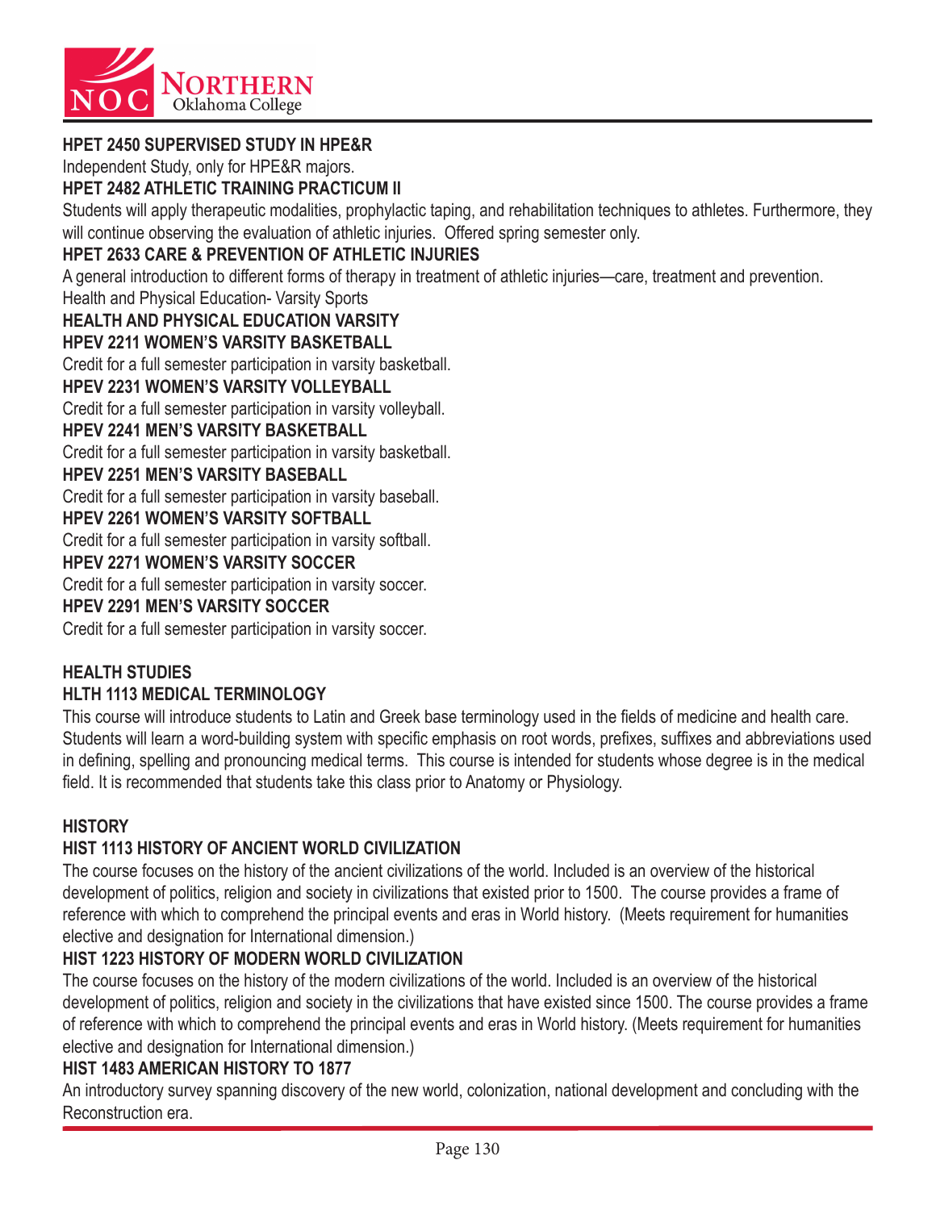**HPET 2450 SUPERVISED STUDY IN HPE&R**

Independent Study, only for HPE&R majors.

**HPET 2482 ATHLETIC TRAINING PRACTICUM II**

Students will apply therapeutic modalities, prophylactic taping, and rehabilitation techniques to athletes. Furthermore, they will continue observing the evaluation of athletic injuries. Offered spring semester only.

**HPET 2633 CARE & PREVENTION OF ATHLETIC INJURIES**

A general introduction to different forms of therapy in treatment of athletic injuries—care, treatment and prevention.

Health and Physical Education- Varsity Sports

**HEALTH AND PHYSICAL EDUCATION VARSITY**

**HPEV 2211 WOMEN'S VARSITY BASKETBALL**

Credit for a full semester participation in varsity basketball.

**HPEV 2231 WOMEN'S VARSITY VOLLEYBALL**

Credit for a full semester participation in varsity volleyball.

**HPEV 2241 MEN'S VARSITY BASKETBALL**

Credit for a full semester participation in varsity basketball.

**HPEV 2251 MEN'S VARSITY BASEBALL**

Credit for a full semester participation in varsity baseball.

**HPEV 2261 WOMEN'S VARSITY SOFTBALL**

Credit for a full semester participation in varsity softball.

**HPEV 2271 WOMEN'S VARSITY SOCCER**

Credit for a full semester participation in varsity soccer.

**HPEV 2291 MEN'S VARSITY SOCCER**

Credit for a full semester participation in varsity soccer.

## HEALTH STUDIES

**HLTH 1113 MEDICAL TERMINOLOGY**

This course will introduce students to Latin and Greek base terminology used in the fields of medicine and health care. Students will learn a word-building system with specific emphasis on root words, prefixes, suffixes and abbreviations used in defining, spelling and pronouncing medical terms. This course is intended for students whose degree is in the medical field. It is recommended that students take this class prior to Anatomy or Physiology.

## HISTORY

**HIST 1113 HISTORY OF ANCIENT WORLD CIVILIZATION**

The course focuses on the history of the ancient civilizations of the world. Included is an overview of the historical development of politics, religion and society in civilizations that existed prior to 1500. The course provides a frame of reference with which to comprehend the principal events and eras in World history. (Meets requirement for humanities elective and designation for International dimension.)

**HIST 1223 HISTORY OF MODERN WORLD CIVILIZATION**

The course focuses on the history of the modern civilizations of the world. Included is an overview of the historical development of politics, religion and society in the civilizations that have existed since 1500. The course provides a frame of reference with which to comprehend the principal events and eras in World history. (Meets requirement for humanities elective and designation for International dimension.)

**HIST 1483 AMERICAN HISTORY TO 1877**

An introductory survey spanning discovery of the new world, colonization, national development and concluding with the Reconstruction era.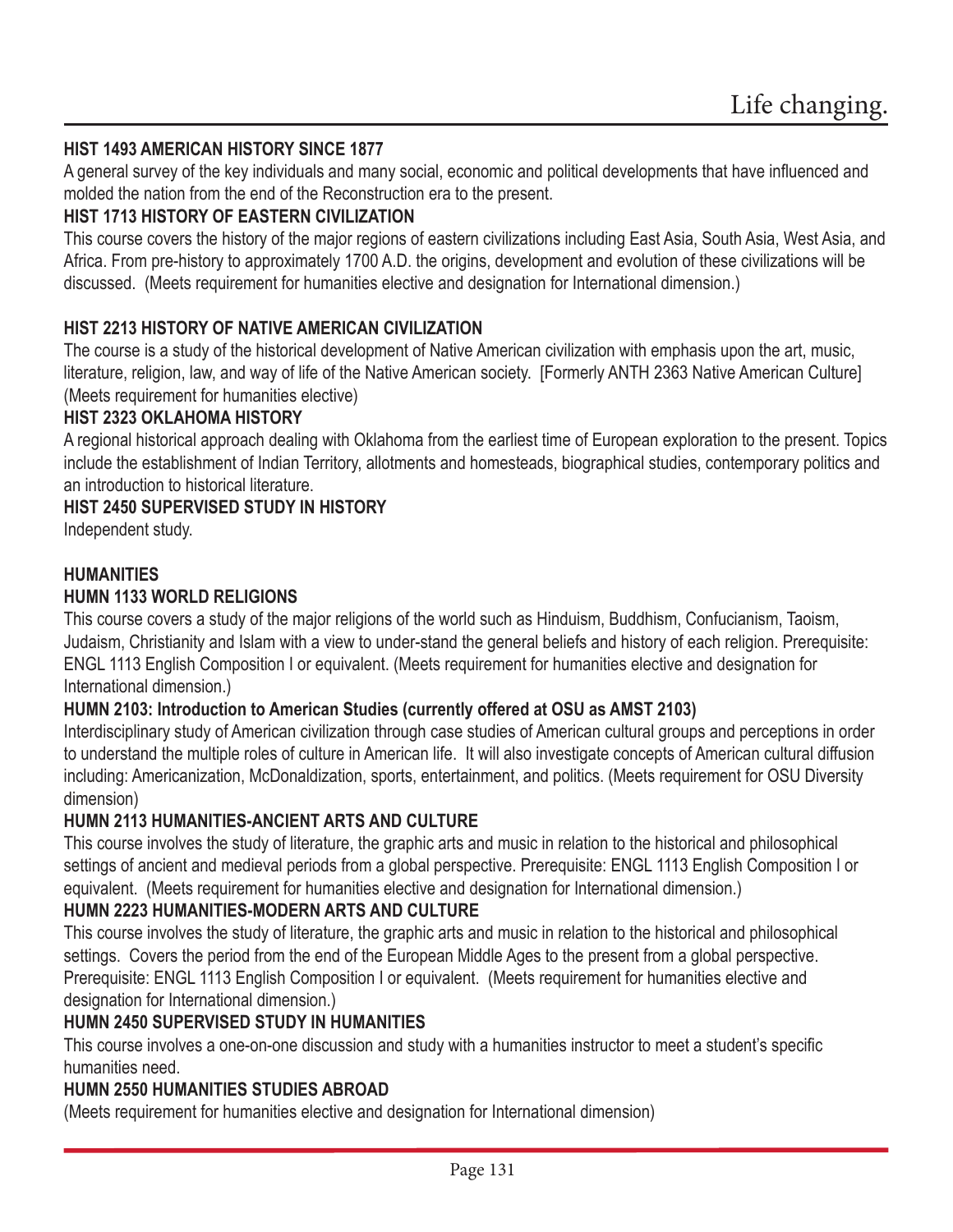### HIST 1493 AMERICAN HISTORY SINCE 1877

A general survey of the key individuals and many social, economic and political developments that have influenced and molded the nation from the end of the Reconstruction era to the present.

### HIST 1713 HISTORY OF EASTERN CIVILIZATION

This course covers the history of the major regions of eastern civilizations including East Asia, South Asia, West Asia, and Africa. From pre-history to approximately 1700 A.D. the origins, development and evolution of these civilizations will be discussed. (Meets requirement for humanities elective and designation for International dimension.)

### HIST 2213 HISTORY OF NATIVE AMERICAN CIVILIZATION

The course is a study of the historical development of Native American civilization with emphasis upon the art, music, literature, religion, law, and way of life of the Native American society. [Formerly ANTH 2363 Native American Culture] (Meets requirement for humanities elective)

### HIST 2323 OKLAHOMA HISTORY

A regional historical approach dealing with Oklahoma from the earliest time of European exploration to the present. Topics include the establishment of Indian Territory, allotments and homesteads, biographical studies, contemporary politics and an introduction to historical literature.

### HIST 2450 SUPERVISED STUDY IN HISTORY

Independent study.

## HUMANITIES

### HUMN 1133 WORLD RELIGIONS

This course covers a study of the major religions of the world such as Hinduism, Buddhism, Confucianism, Taoism, Judaism, Christianity and Islam with a view to under-stand the general beliefs and history of each religion. Prerequisite: ENGL 1113 English Composition I or equivalent. (Meets requirement for humanities elective and designation for International dimension.)

### HUMN 2103: Introduction to American Studies (currently offered at OSU as AMST 2103)

Interdisciplinary study of American civilization through case studies of American cultural groups and perceptions in order to understand the multiple roles of culture in American life. It will also investigate concepts of American cultural diffusion including: Americanization, McDonaldization, sports, entertainment, and politics. (Meets requirement for OSU Diversity dimension)

### HUMN 2113 HUMANITIES-ANCIENT ARTS AND CULTURE

This course involves the study of literature, the graphic arts and music in relation to the historical and philosophical settings of ancient and medieval periods from a global perspective. Prerequisite: ENGL 1113 English Composition I or equivalent. (Meets requirement for humanities elective and designation for International dimension.)

### HUMN 2223 HUMANITIES-MODERN ARTS AND CULTURE

This course involves the study of literature, the graphic arts and music in relation to the historical and philosophical settings. Covers the period from the end of the European Middle Ages to the present from a global perspective. Prerequisite: ENGL 1113 English Composition I or equivalent. (Meets requirement for humanities elective and designation for International dimension.)

### HUMN 2450 SUPERVISED STUDY IN HUMANITIES

This course involves a one-on-one discussion and study with a humanities instructor to meet a student's specific humanities need.

### HUMN 2550 HUMANITIES STUDIES ABROAD

(Meets requirement for humanities elective and designation for International dimension)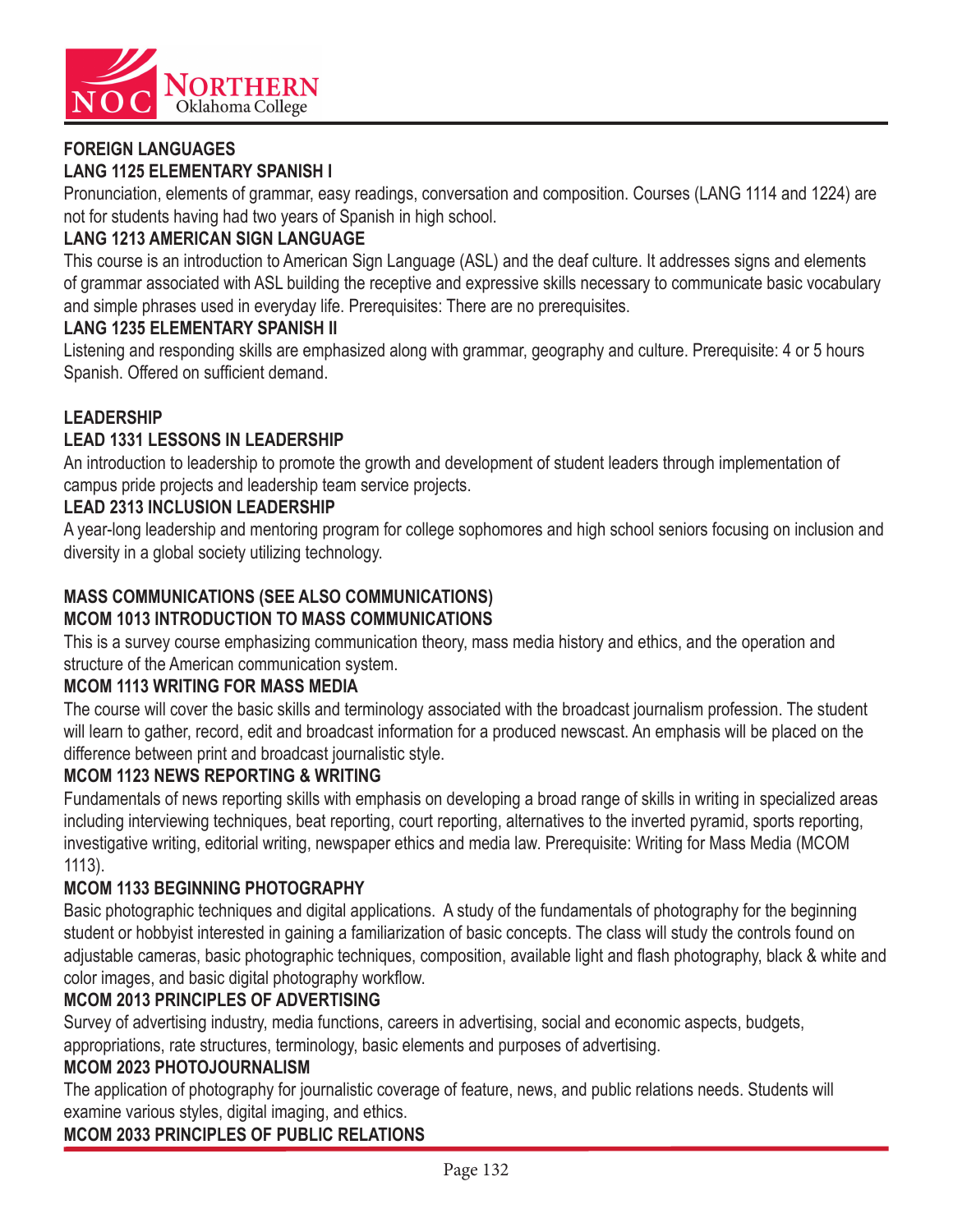## FOREIGN LANGUAGES

### LANG 1125 ELEMENTARY SPANISH I

Pronunciation, elements of grammar, easy readings, conversation and composition. Courses (LANG 1114 and 1224) are not for students having had two years of Spanish in high school.

### LANG 1213 AMERICAN SIGN LANGUAGE

This course is an introduction to American Sign Language (ASL) and the deaf culture. It addresses signs and elements of grammar associated with ASL building the receptive and expressive skills necessary to communicate basic vocabulary and simple phrases used in everyday life. Prerequisites: There are no prerequisites.

### LANG 1235 ELEMENTARY SPANISH II

Listening and responding skills are emphasized along with grammar, geography and culture. Prerequisite: 4 or 5 hours Spanish. Offered on sufficient demand.

## LEADERSHIP

### LEAD 1331 LESSONS IN LEADERSHIP

An introduction to leadership to promote the growth and development of student leaders through implementation of campus pride projects and leadership team service projects.

### LEAD 2313 INCLUSION LEADERSHIP

A year-long leadership and mentoring program for college sophomores and high school seniors focusing on inclusion and diversity in a global society utilizing technology.

## MASS COMMUNICATIONS (SEE ALSO COMMUNICATIONS)

### MCOM 1013 INTRODUCTION TO MASS COMMUNICATIONS

This is a survey course emphasizing communication theory, mass media history and ethics, and the operation and structure of the American communication system.

### MCOM 1113 WRITING FOR MASS MEDIA

The course will cover the basic skills and terminology associated with the broadcast journalism profession. The student will learn to gather, record, edit and broadcast information for a produced newscast. An emphasis will be placed on the difference between print and broadcast journalistic style.

### MCOM 1123 NEWS REPORTING & WRITING

Fundamentals of news reporting skills with emphasis on developing a broad range of skills in writing in specialized areas including interviewing techniques, beat reporting, court reporting, alternatives to the inverted pyramid, sports reporting, investigative writing, editorial writing, newspaper ethics and media law. Prerequisite: Writing for Mass Media (MCOM 1113).

### MCOM 1133 BEGINNING PHOTOGRAPHY

Basic photographic techniques and digital applications. A study of the fundamentals of photography for the beginning student or hobbyist interested in gaining a familiarization of basic concepts. The class will study the controls found on adjustable cameras, basic photographic techniques, composition, available light and flash photography, black & white and color images, and basic digital photography workflow.

### MCOM 2013 PRINCIPLES OF ADVERTISING

Survey of advertising industry, media functions, careers in advertising, social and economic aspects, budgets, appropriations, rate structures, terminology, basic elements and purposes of advertising.

### MCOM 2023 PHOTOJOURNALISM

The application of photography for journalistic coverage of feature, news, and public relations needs. Students will examine various styles, digital imaging, and ethics.

### MCOM 2033 PRINCIPLES OF PUBLIC RELATIONS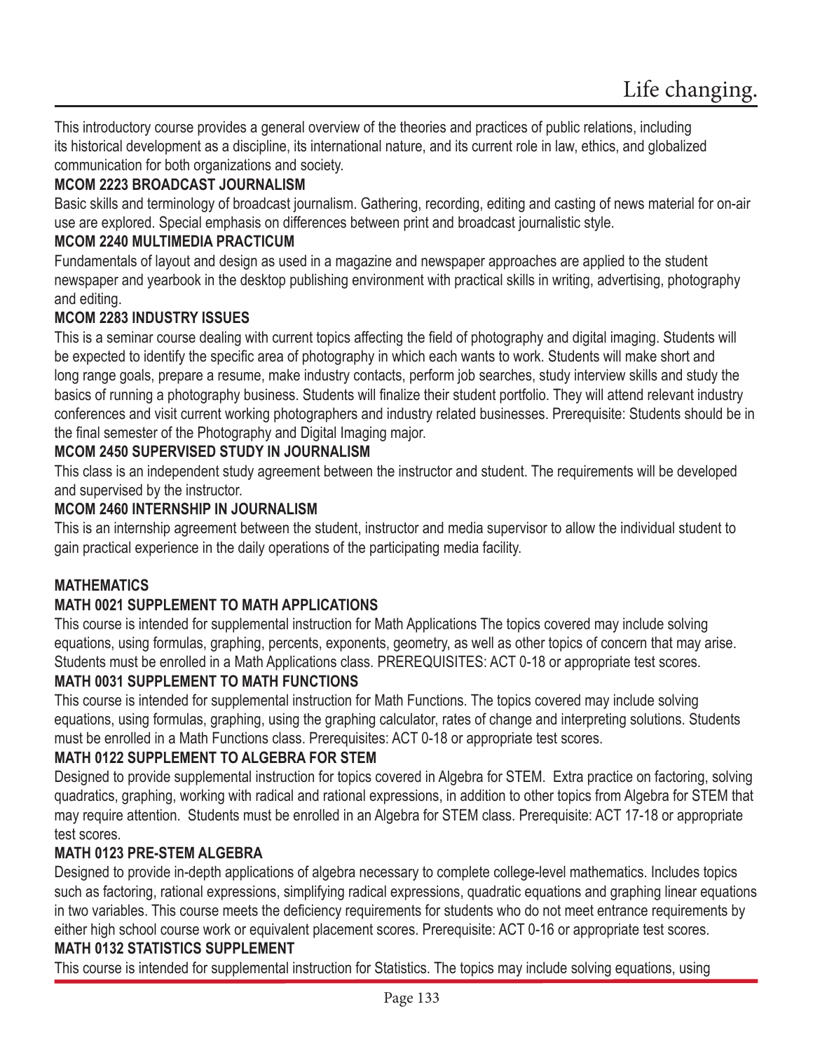This introductory course provides a general overview of the theories and practices of public relations, including its historical development as a discipline, its international nature, and its current role in law, ethics, and globalized communication for both organizations and society.

**MCOM 2223 BROADCAST JOURNALISM**

Basic skills and terminology of broadcast journalism. Gathering, recording, editing and casting of news material for on-air use are explored. Special emphasis on differences between print and broadcast journalistic style.

**MCOM 2240 MULTIMEDIA PRACTICUM**

Fundamentals of layout and design as used in a magazine and newspaper approaches are applied to the student newspaper and yearbook in the desktop publishing environment with practical skills in writing, advertising, photography and editing.

**MCOM 2283 INDUSTRY ISSUES**

This is a seminar course dealing with current topics affecting the field of photography and digital imaging. Students will be expected to identify the specific area of photography in which each wants to work. Students will make short and long range goals, prepare a resume, make industry contacts, perform job searches, study interview skills and study the basics of running a photography business. Students will finalize their student portfolio. They will attend relevant industry conferences and visit current working photographers and industry related businesses. Prerequisite: Students should be in the final semester of the Photography and Digital Imaging major.

**MCOM 2450 SUPERVISED STUDY IN JOURNALISM**

This class is an independent study agreement between the instructor and student. The requirements will be developed and supervised by the instructor.

**MCOM 2460 INTERNSHIP IN JOURNALISM**

This is an internship agreement between the student, instructor and media supervisor to allow the individual student to gain practical experience in the daily operations of the participating media facility.

**MATHEMATICS**

**MATH 0021 SUPPLEMENT TO MATH APPLICATIONS**

This course is intended for supplemental instruction for Math Applications The topics covered may include solving equations, using formulas, graphing, percents, exponents, geometry, as well as other topics of concern that may arise. Students must be enrolled in a Math Applications class. PREREQUISITES: ACT 0-18 or appropriate test scores.

**MATH 0031 SUPPLEMENT TO MATH FUNCTIONS**

This course is intended for supplemental instruction for Math Functions. The topics covered may include solving equations, using formulas, graphing, using the graphing calculator, rates of change and interpreting solutions. Students must be enrolled in a Math Functions class. Prerequisites: ACT 0-18 or appropriate test scores.

**MATH 0122 SUPPLEMENT TO ALGEBRA FOR STEM**

Designed to provide supplemental instruction for topics covered in Algebra for STEM. Extra practice on factoring, solving quadratics, graphing, working with radical and rational expressions, in addition to other topics from Algebra for STEM that may require attention. Students must be enrolled in an Algebra for STEM class. Prerequisite: ACT 17-18 or appropriate test scores.

**MATH 0123 PRE-STEM ALGEBRA**

Designed to provide in-depth applications of algebra necessary to complete college-level mathematics. Includes topics such as factoring, rational expressions, simplifying radical expressions, quadratic equations and graphing linear equations in two variables. This course meets the deficiency requirements for students who do not meet entrance requirements by either high school course work or equivalent placement scores. Prerequisite: ACT 0-16 or appropriate test scores.

**MATH 0132 STATISTICS SUPPLEMENT**

This course is intended for supplemental instruction for Statistics. The topics may include solving equations, using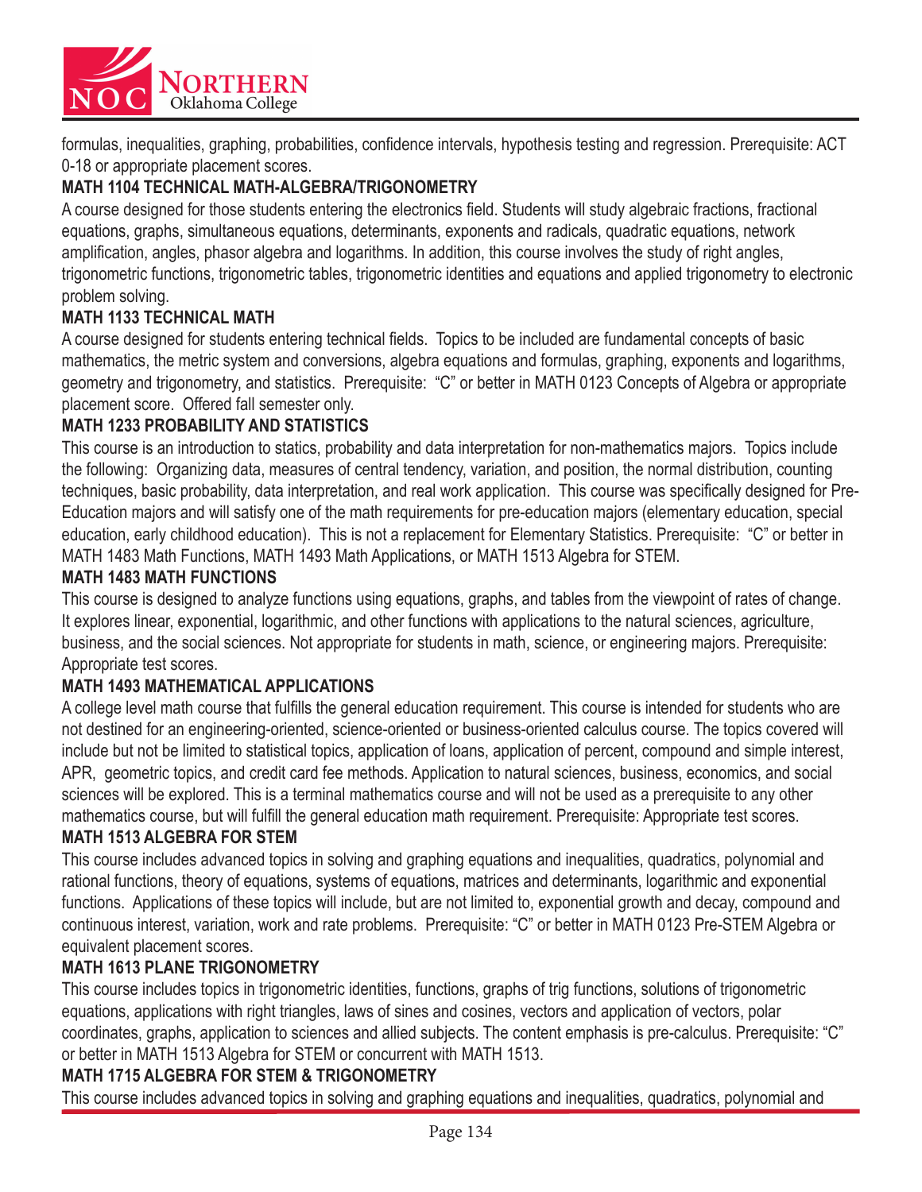formulas, inequalities, graphing, probabilities, confidence intervals, hypothesis testing and regression. Prerequisite: ACT 0-18 or appropriate placement scores.

**MATH 1104 TECHNICAL MATH-ALGEBRA/TRIGONOMETRY**

A course designed for those students entering the electronics field. Students will study algebraic fractions, fractional equations, graphs, simultaneous equations, determinants, exponents and radicals, quadratic equations, network amplification, angles, phasor algebra and logarithms. In addition, this course involves the study of right angles, trigonometric functions, trigonometric tables, trigonometric identities and equations and applied trigonometry to electronic problem solving.

**MATH 1133 TECHNICAL MATH**

A course designed for students entering technical fields. Topics to be included are fundamental concepts of basic mathematics, the metric system and conversions, algebra equations and formulas, graphing, exponents and logarithms, geometry and trigonometry, and statistics. Prerequisite: "C" or better in MATH 0123 Concepts of Algebra or appropriate placement score. Offered fall semester only.

**MATH 1233 PROBABILITY AND STATISTICS**

This course is an introduction to statics, probability and data interpretation for non-mathematics majors. Topics include the following: Organizing data, measures of central tendency, variation, and position, the normal distribution, counting techniques, basic probability, data interpretation, and real work application. This course was specifically designed for Pre-Education majors and will satisfy one of the math requirements for pre-education majors (elementary education, special education, early childhood education). This is not a replacement for Elementary Statistics. Prerequisite: "C" or better in MATH 1483 Math Functions, MATH 1493 Math Applications, or MATH 1513 Algebra for STEM.

**MATH 1483 MATH FUNCTIONS**

This course is designed to analyze functions using equations, graphs, and tables from the viewpoint of rates of change. It explores linear, exponential, logarithmic, and other functions with applications to the natural sciences, agriculture, business, and the social sciences. Not appropriate for students in math, science, or engineering majors. Prerequisite: Appropriate test scores.

**MATH 1493 MATHEMATICAL APPLICATIONS**

A college level math course that fulfills the general education requirement. This course is intended for students who are not destined for an engineering-oriented, science-oriented or business-oriented calculus course. The topics covered will include but not be limited to statistical topics, application of loans, application of percent, compound and simple interest, APR, geometric topics, and credit card fee methods. Application to natural sciences, business, economics, and social sciences will be explored. This is a terminal mathematics course and will not be used as a prerequisite to any other mathematics course, but will fulfill the general education math requirement. Prerequisite: Appropriate test scores.

**MATH 1513 ALGEBRA FOR STEM**

This course includes advanced topics in solving and graphing equations and inequalities, quadratics, polynomial and rational functions, theory of equations, systems of equations, matrices and determinants, logarithmic and exponential functions. Applications of these topics will include, but are not limited to, exponential growth and decay, compound and continuous interest, variation, work and rate problems. Prerequisite: "C" or better in MATH 0123 Pre-STEM Algebra or equivalent placement scores.

**MATH 1613 PLANE TRIGONOMETRY**

This course includes topics in trigonometric identities, functions, graphs of trig functions, solutions of trigonometric equations, applications with right triangles, laws of sines and cosines, vectors and application of vectors, polar coordinates, graphs, application to sciences and allied subjects. The content emphasis is pre-calculus. Prerequisite: "C" or better in MATH 1513 Algebra for STEM or concurrent with MATH 1513.

**MATH 1715 ALGEBRA FOR STEM & TRIGONOMETRY**

This course includes advanced topics in solving and graphing equations and inequalities, quadratics, polynomial and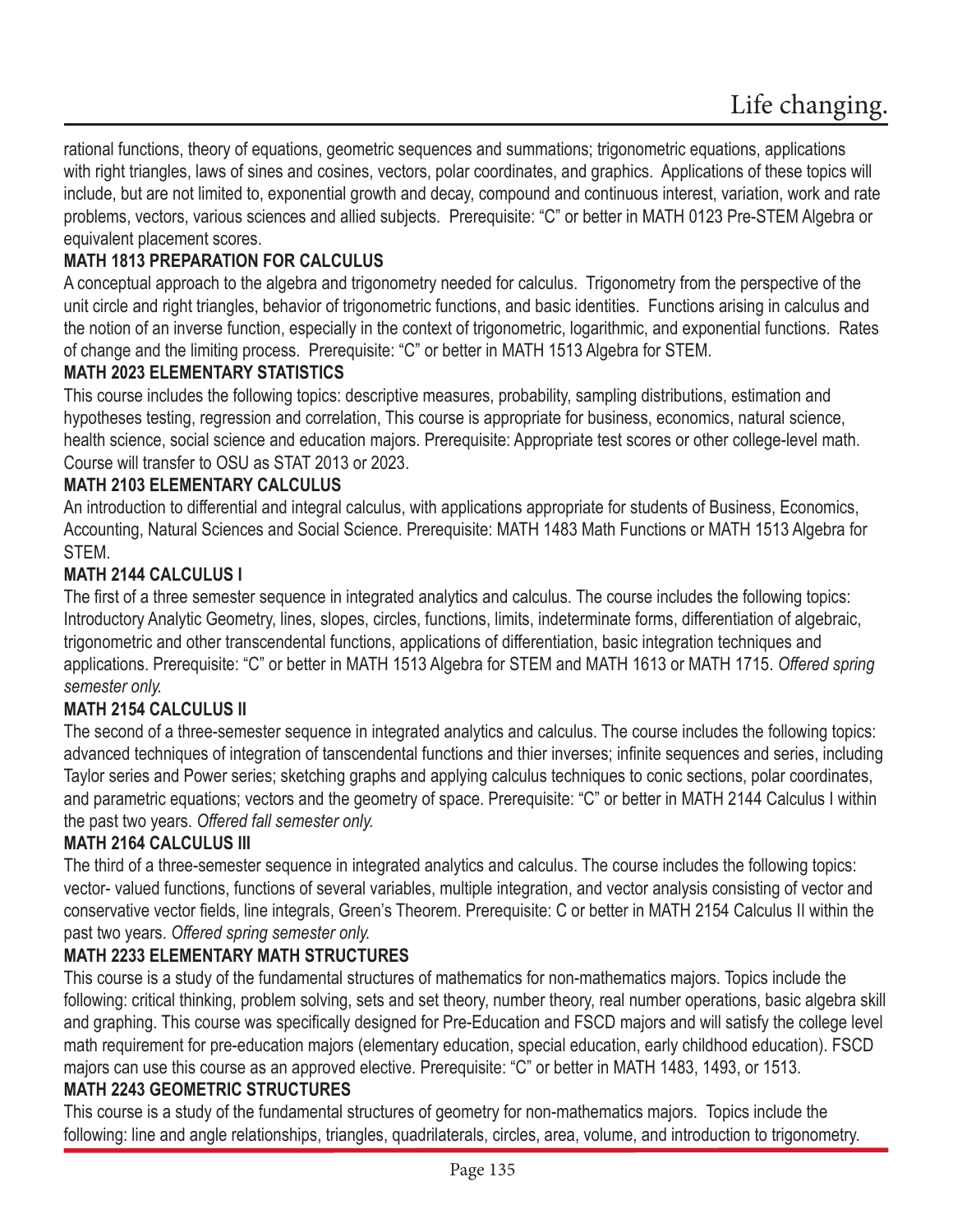rational functions, theory of equations, geometric sequences and summations; trigonometric equations, applications with right triangles, laws of sines and cosines, vectors, polar coordinates, and graphics. Applications of these topics will include, but are not limited to, exponential growth and decay, compound and continuous interest, variation, work and rate problems, vectors, various sciences and allied subjects. Prerequisite: "C" or better in MATH 0123 Pre-STEM Algebra or equivalent placement scores.

**MATH 1813 PREPARATION FOR CALCULUS**

A conceptual approach to the algebra and trigonometry needed for calculus. Trigonometry from the perspective of the unit circle and right triangles, behavior of trigonometric functions, and basic identities. Functions arising in calculus and the notion of an inverse function, especially in the context of trigonometric, logarithmic, and exponential functions. Rates of change and the limiting process. Prerequisite: "C" or better in MATH 1513 Algebra for STEM.

**MATH 2023 ELEMENTARY STATISTICS**

This course includes the following topics: descriptive measures, probability, sampling distributions, estimation and hypotheses testing, regression and correlation, This course is appropriate for business, economics, natural science, health science, social science and education majors. Prerequisite: Appropriate test scores or other college-level math. Course will transfer to OSU as STAT 2013 or 2023.

**MATH 2103 ELEMENTARY CALCULUS**

An introduction to differential and integral calculus, with applications appropriate for students of Business, Economics, Accounting, Natural Sciences and Social Science. Prerequisite: MATH 1483 Math Functions or MATH 1513 Algebra for STEM.

**MATH 2144 CALCULUS I**

The first of a three semester sequence in integrated analytics and calculus. The course includes the following topics: Introductory Analytic Geometry, lines, slopes, circles, functions, limits, indeterminate forms, differentiation of algebraic, trigonometric and other transcendental functions, applications of differentiation, basic integration techniques and applications. Prerequisite: "C" or better in MATH 1513 Algebra for STEM and MATH 1613 or MATH 1715. *Offered spring semester only.*

**MATH 2154 CALCULUS II**

The second of a three-semester sequence in integrated analytics and calculus. The course includes the following topics: advanced techniques of integration of tanscendental functions and thier inverses; infinite sequences and series, including Taylor series and Power series; sketching graphs and applying calculus techniques to conic sections, polar coordinates, and parametric equations; vectors and the geometry of space. Prerequisite: "C" or better in MATH 2144 Calculus I within the past two years. *Offered fall semester only.*

**MATH 2164 CALCULUS III**

The third of a three-semester sequence in integrated analytics and calculus. The course includes the following topics: vector- valued functions, functions of several variables, multiple integration, and vector analysis consisting of vector and conservative vector fields, line integrals, Green's Theorem. Prerequisite: C or better in MATH 2154 Calculus II within the past two years. *Offered spring semester only.*

**MATH 2233 ELEMENTARY MATH STRUCTURES**

This course is a study of the fundamental structures of mathematics for non-mathematics majors. Topics include the following: critical thinking, problem solving, sets and set theory, number theory, real number operations, basic algebra skill and graphing. This course was specifically designed for Pre-Education and FSCD majors and will satisfy the college level math requirement for pre-education majors (elementary education, special education, early childhood education). FSCD majors can use this course as an approved elective. Prerequisite: "C" or better in MATH 1483, 1493, or 1513.

**MATH 2243 GEOMETRIC STRUCTURES**

This course is a study of the fundamental structures of geometry for non-mathematics majors. Topics include the following: line and angle relationships, triangles, quadrilaterals, circles, area, volume, and introduction to trigonometry.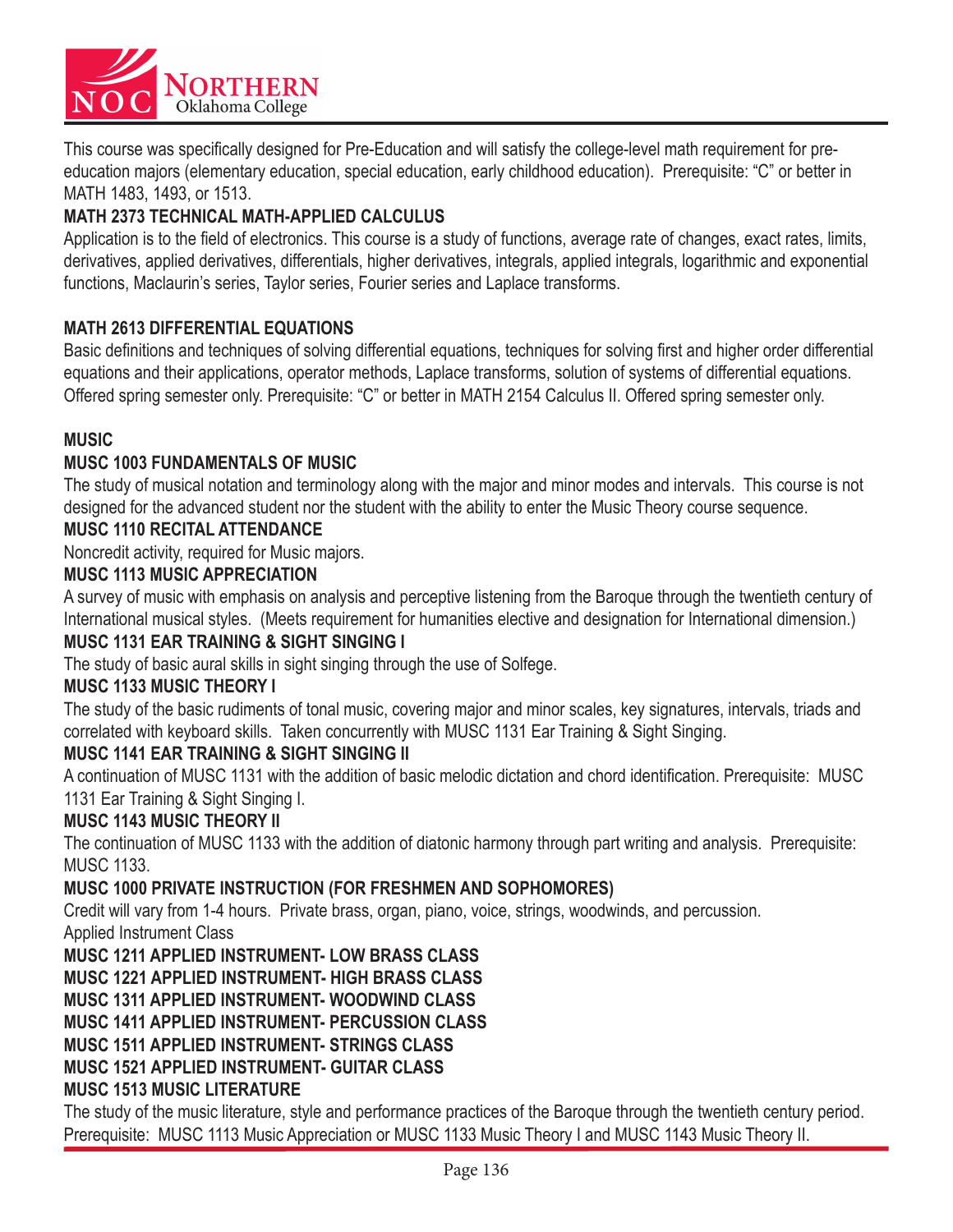This course was specifically designed for Pre-Education and will satisfy the college-level math requirement for pre-education majors (elementary education, special education, early childhood education). Prerequisite: "C" or better in MATH 1483, 1493, or 1513.

**MATH 2373 TECHNICAL MATH-APPLIED CALCULUS**

Application is to the field of electronics. This course is a study of functions, average rate of changes, exact rates, limits, derivatives, applied derivatives, differentials, higher derivatives, integrals, applied integrals, logarithmic and exponential functions, Maclaurin's series, Taylor series, Fourier series and Laplace transforms.

**MATH 2613 DIFFERENTIAL EQUATIONS**

Basic definitions and techniques of solving differential equations, techniques for solving first and higher order differential equations and their applications, operator methods, Laplace transforms, solution of systems of differential equations. Offered spring semester only. Prerequisite: "C" or better in MATH 2154 Calculus II. Offered spring semester only.

## MUSIC

**MUSC 1003 FUNDAMENTALS OF MUSIC**

The study of musical notation and terminology along with the major and minor modes and intervals. This course is not designed for the advanced student nor the student with the ability to enter the Music Theory course sequence.

**MUSC 1110 RECITAL ATTENDANCE**

Noncredit activity, required for Music majors.

**MUSC 1113 MUSIC APPRECIATION**

A survey of music with emphasis on analysis and perceptive listening from the Baroque through the twentieth century of International musical styles. (Meets requirement for humanities elective and designation for International dimension.)

**MUSC 1131 EAR TRAINING & SIGHT SINGING I**

The study of basic aural skills in sight singing through the use of Solfege.

**MUSC 1133 MUSIC THEORY I**

The study of the basic rudiments of tonal music, covering major and minor scales, key signatures, intervals, triads and correlated with keyboard skills. Taken concurrently with MUSC 1131 Ear Training & Sight Singing.

**MUSC 1141 EAR TRAINING & SIGHT SINGING II**

A continuation of MUSC 1131 with the addition of basic melodic dictation and chord identification. Prerequisite: MUSC 1131 Ear Training & Sight Singing I.

**MUSC 1143 MUSIC THEORY II**

The continuation of MUSC 1133 with the addition of diatonic harmony through part writing and analysis. Prerequisite: MUSC 1133.

**MUSC 1000 PRIVATE INSTRUCTION (FOR FRESHMEN AND SOPHOMORES)**

Credit will vary from 1-4 hours. Private brass, organ, piano, voice, strings, woodwinds, and percussion.

Applied Instrument Class

**MUSC 1211 APPLIED INSTRUMENT- LOW BRASS CLASS**

**MUSC 1221 APPLIED INSTRUMENT- HIGH BRASS CLASS**

**MUSC 1311 APPLIED INSTRUMENT- WOODWIND CLASS**

**MUSC 1411 APPLIED INSTRUMENT- PERCUSSION CLASS**

**MUSC 1511 APPLIED INSTRUMENT- STRINGS CLASS**

**MUSC 1521 APPLIED INSTRUMENT- GUITAR CLASS**

**MUSC 1513 MUSIC LITERATURE**

The study of the music literature, style and performance practices of the Baroque through the twentieth century period. Prerequisite: MUSC 1113 Music Appreciation or MUSC 1133 Music Theory I and MUSC 1143 Music Theory II.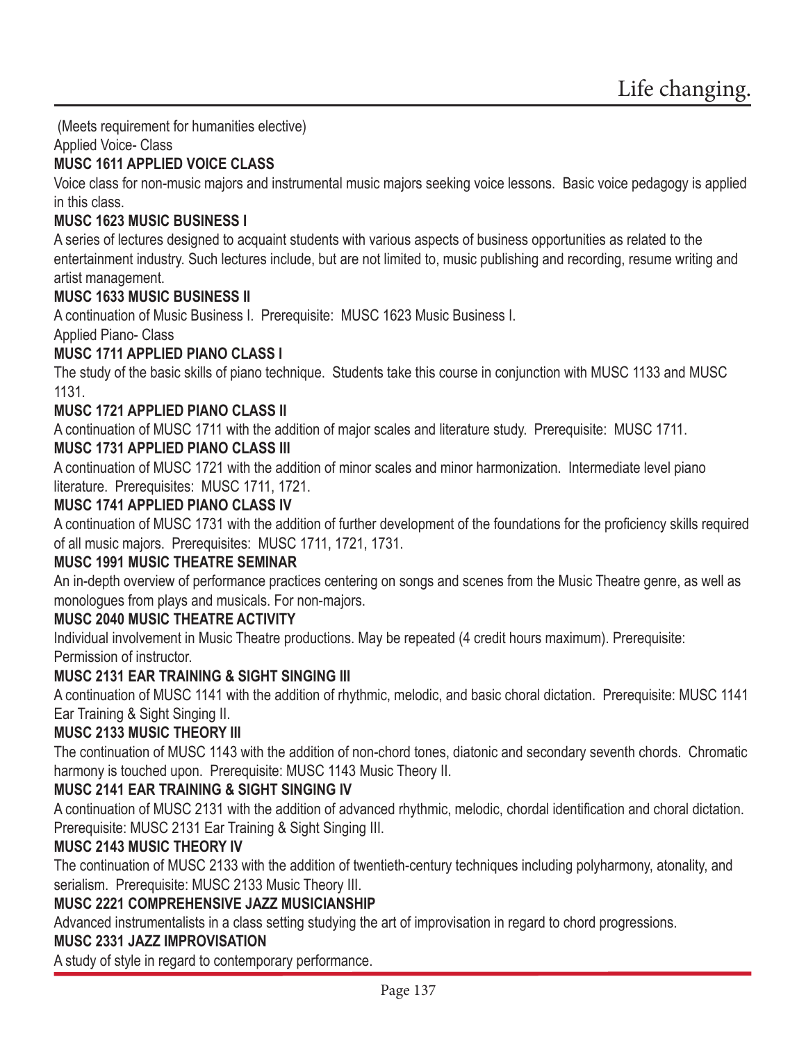(Meets requirement for humanities elective)

Applied Voice- Class

**MUSC 1611 APPLIED VOICE CLASS**

Voice class for non-music majors and instrumental music majors seeking voice lessons. Basic voice pedagogy is applied in this class.

**MUSC 1623 MUSIC BUSINESS I**

A series of lectures designed to acquaint students with various aspects of business opportunities as related to the entertainment industry. Such lectures include, but are not limited to, music publishing and recording, resume writing and artist management.

**MUSC 1633 MUSIC BUSINESS II**

A continuation of Music Business I. Prerequisite: MUSC 1623 Music Business I.

Applied Piano- Class

**MUSC 1711 APPLIED PIANO CLASS I**

The study of the basic skills of piano technique. Students take this course in conjunction with MUSC 1133 and MUSC 1131.

**MUSC 1721 APPLIED PIANO CLASS II**

A continuation of MUSC 1711 with the addition of major scales and literature study. Prerequisite: MUSC 1711.

**MUSC 1731 APPLIED PIANO CLASS III**

A continuation of MUSC 1721 with the addition of minor scales and minor harmonization. Intermediate level piano literature. Prerequisites: MUSC 1711, 1721.

**MUSC 1741 APPLIED PIANO CLASS IV**

A continuation of MUSC 1731 with the addition of further development of the foundations for the proficiency skills required of all music majors. Prerequisites: MUSC 1711, 1721, 1731.

**MUSC 1991 MUSIC THEATRE SEMINAR**

An in-depth overview of performance practices centering on songs and scenes from the Music Theatre genre, as well as monologues from plays and musicals. For non-majors.

**MUSC 2040 MUSIC THEATRE ACTIVITY**

Individual involvement in Music Theatre productions. May be repeated (4 credit hours maximum). Prerequisite: Permission of instructor.

**MUSC 2131 EAR TRAINING & SIGHT SINGING III**

A continuation of MUSC 1141 with the addition of rhythmic, melodic, and basic choral dictation. Prerequisite: MUSC 1141 Ear Training & Sight Singing II.

**MUSC 2133 MUSIC THEORY III**

The continuation of MUSC 1143 with the addition of non-chord tones, diatonic and secondary seventh chords. Chromatic harmony is touched upon. Prerequisite: MUSC 1143 Music Theory II.

**MUSC 2141 EAR TRAINING & SIGHT SINGING IV**

A continuation of MUSC 2131 with the addition of advanced rhythmic, melodic, chordal identification and choral dictation. Prerequisite: MUSC 2131 Ear Training & Sight Singing III.

**MUSC 2143 MUSIC THEORY IV**

The continuation of MUSC 2133 with the addition of twentieth-century techniques including polyharmony, atonality, and serialism. Prerequisite: MUSC 2133 Music Theory III.

**MUSC 2221 COMPREHENSIVE JAZZ MUSICIANSHIP**

Advanced instrumentalists in a class setting studying the art of improvisation in regard to chord progressions.

**MUSC 2331 JAZZ IMPROVISATION**

A study of style in regard to contemporary performance.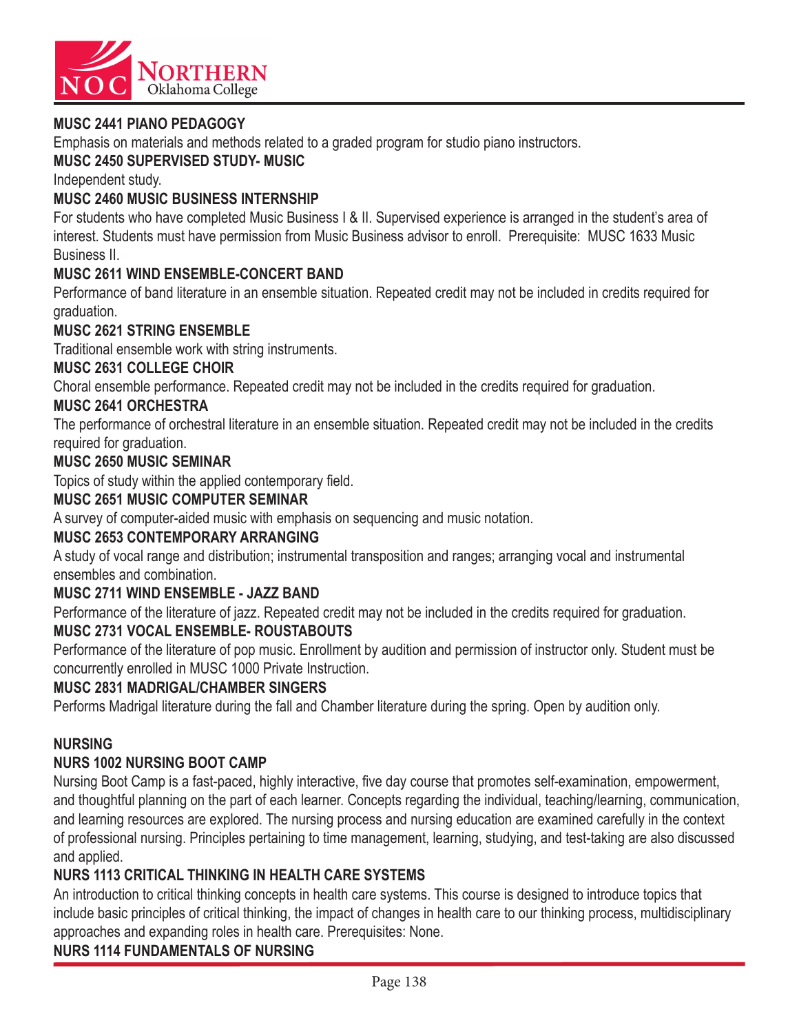**MUSC 2441 PIANO PEDAGOGY**

Emphasis on materials and methods related to a graded program for studio piano instructors.

**MUSC 2450 SUPERVISED STUDY- MUSIC**

Independent study.

**MUSC 2460 MUSIC BUSINESS INTERNSHIP**

For students who have completed Music Business I & II. Supervised experience is arranged in the student's area of interest. Students must have permission from Music Business advisor to enroll. Prerequisite: MUSC 1633 Music Business II.

**MUSC 2611 WIND ENSEMBLE-CONCERT BAND**

Performance of band literature in an ensemble situation. Repeated credit may not be included in credits required for graduation.

**MUSC 2621 STRING ENSEMBLE**

Traditional ensemble work with string instruments.

**MUSC 2631 COLLEGE CHOIR**

Choral ensemble performance. Repeated credit may not be included in the credits required for graduation.

**MUSC 2641 ORCHESTRA**

The performance of orchestral literature in an ensemble situation. Repeated credit may not be included in the credits required for graduation.

**MUSC 2650 MUSIC SEMINAR**

Topics of study within the applied contemporary field.

**MUSC 2651 MUSIC COMPUTER SEMINAR**

A survey of computer-aided music with emphasis on sequencing and music notation.

**MUSC 2653 CONTEMPORARY ARRANGING**

A study of vocal range and distribution; instrumental transposition and ranges; arranging vocal and instrumental ensembles and combination.

**MUSC 2711 WIND ENSEMBLE - JAZZ BAND**

Performance of the literature of jazz. Repeated credit may not be included in the credits required for graduation.

**MUSC 2731 VOCAL ENSEMBLE- ROUSTABOUTS**

Performance of the literature of pop music. Enrollment by audition and permission of instructor only. Student must be concurrently enrolled in MUSC 1000 Private Instruction.

**MUSC 2831 MADRIGAL/CHAMBER SINGERS**

Performs Madrigal literature during the fall and Chamber literature during the spring. Open by audition only.

## NURSING

**NURS 1002 NURSING BOOT CAMP**

Nursing Boot Camp is a fast-paced, highly interactive, five day course that promotes self-examination, empowerment, and thoughtful planning on the part of each learner. Concepts regarding the individual, teaching/learning, communication, and learning resources are explored. The nursing process and nursing education are examined carefully in the context of professional nursing. Principles pertaining to time management, learning, studying, and test-taking are also discussed and applied.

**NURS 1113 CRITICAL THINKING IN HEALTH CARE SYSTEMS**

An introduction to critical thinking concepts in health care systems. This course is designed to introduce topics that include basic principles of critical thinking, the impact of changes in health care to our thinking process, multidisciplinary approaches and expanding roles in health care. Prerequisites: None.

**NURS 1114 FUNDAMENTALS OF NURSING**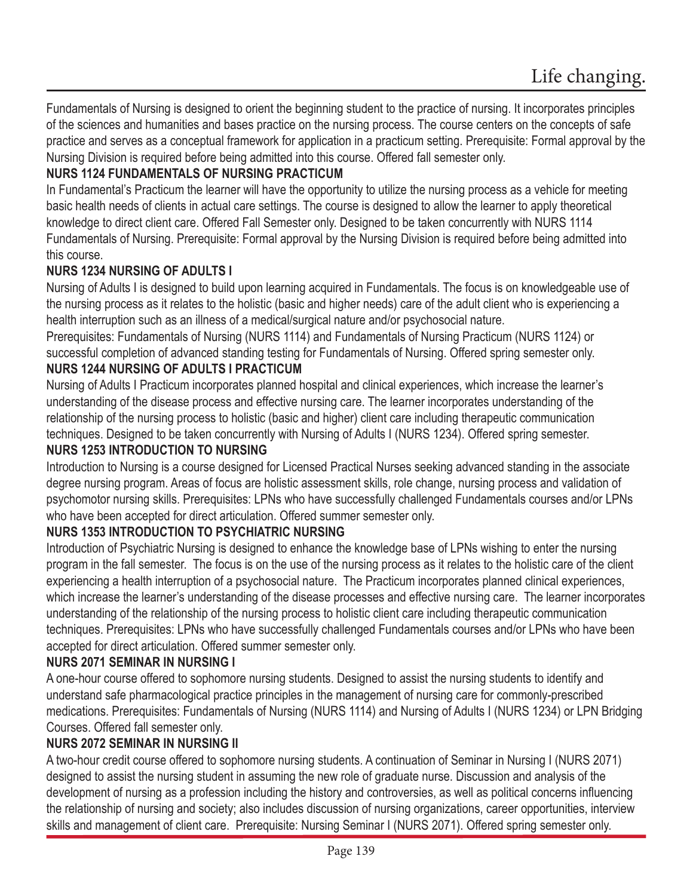Fundamentals of Nursing is designed to orient the beginning student to the practice of nursing. It incorporates principles of the sciences and humanities and bases practice on the nursing process. The course centers on the concepts of safe practice and serves as a conceptual framework for application in a practicum setting. Prerequisite: Formal approval by the Nursing Division is required before being admitted into this course. Offered fall semester only.

### NURS 1124 FUNDAMENTALS OF NURSING PRACTICUM

In Fundamental's Practicum the learner will have the opportunity to utilize the nursing process as a vehicle for meeting basic health needs of clients in actual care settings. The course is designed to allow the learner to apply theoretical knowledge to direct client care. Offered Fall Semester only. Designed to be taken concurrently with NURS 1114 Fundamentals of Nursing. Prerequisite: Formal approval by the Nursing Division is required before being admitted into this course.

### NURS 1234 NURSING OF ADULTS I

Nursing of Adults I is designed to build upon learning acquired in Fundamentals. The focus is on knowledgeable use of the nursing process as it relates to the holistic (basic and higher needs) care of the adult client who is experiencing a health interruption such as an illness of a medical/surgical nature and/or psychosocial nature.

Prerequisites: Fundamentals of Nursing (NURS 1114) and Fundamentals of Nursing Practicum (NURS 1124) or successful completion of advanced standing testing for Fundamentals of Nursing. Offered spring semester only.

### NURS 1244 NURSING OF ADULTS I PRACTICUM

Nursing of Adults I Practicum incorporates planned hospital and clinical experiences, which increase the learner's understanding of the disease process and effective nursing care. The learner incorporates understanding of the relationship of the nursing process to holistic (basic and higher) client care including therapeutic communication techniques. Designed to be taken concurrently with Nursing of Adults I (NURS 1234). Offered spring semester.

### NURS 1253 INTRODUCTION TO NURSING

Introduction to Nursing is a course designed for Licensed Practical Nurses seeking advanced standing in the associate degree nursing program. Areas of focus are holistic assessment skills, role change, nursing process and validation of psychomotor nursing skills. Prerequisites: LPNs who have successfully challenged Fundamentals courses and/or LPNs who have been accepted for direct articulation. Offered summer semester only.

### NURS 1353 INTRODUCTION TO PSYCHIATRIC NURSING

Introduction of Psychiatric Nursing is designed to enhance the knowledge base of LPNs wishing to enter the nursing program in the fall semester. The focus is on the use of the nursing process as it relates to the holistic care of the client experiencing a health interruption of a psychosocial nature. The Practicum incorporates planned clinical experiences, which increase the learner's understanding of the disease processes and effective nursing care. The learner incorporates understanding of the relationship of the nursing process to holistic client care including therapeutic communication techniques. Prerequisites: LPNs who have successfully challenged Fundamentals courses and/or LPNs who have been accepted for direct articulation. Offered summer semester only.

### NURS 2071 SEMINAR IN NURSING I

A one-hour course offered to sophomore nursing students. Designed to assist the nursing students to identify and understand safe pharmacological practice principles in the management of nursing care for commonly-prescribed medications. Prerequisites: Fundamentals of Nursing (NURS 1114) and Nursing of Adults I (NURS 1234) or LPN Bridging Courses. Offered fall semester only.

### NURS 2072 SEMINAR IN NURSING II

A two-hour credit course offered to sophomore nursing students. A continuation of Seminar in Nursing I (NURS 2071) designed to assist the nursing student in assuming the new role of graduate nurse. Discussion and analysis of the development of nursing as a profession including the history and controversies, as well as political concerns influencing the relationship of nursing and society; also includes discussion of nursing organizations, career opportunities, interview skills and management of client care. Prerequisite: Nursing Seminar I (NURS 2071). Offered spring semester only.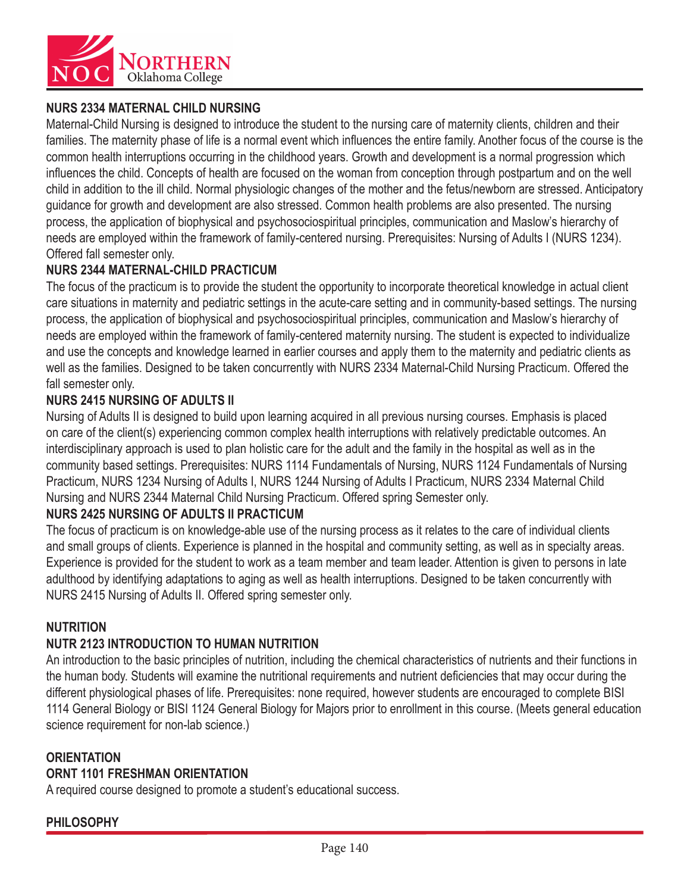### NURS 2334 MATERNAL CHILD NURSING

Maternal-Child Nursing is designed to introduce the student to the nursing care of maternity clients, children and their families. The maternity phase of life is a normal event which influences the entire family. Another focus of the course is the common health interruptions occurring in the childhood years. Growth and development is a normal progression which influences the child. Concepts of health are focused on the woman from conception through postpartum and on the well child in addition to the ill child. Normal physiologic changes of the mother and the fetus/newborn are stressed. Anticipatory guidance for growth and development are also stressed. Common health problems are also presented. The nursing process, the application of biophysical and psychosociospiritual principles, communication and Maslow's hierarchy of needs are employed within the framework of family-centered nursing. Prerequisites: Nursing of Adults I (NURS 1234). Offered fall semester only.

### NURS 2344 MATERNAL-CHILD PRACTICUM

The focus of the practicum is to provide the student the opportunity to incorporate theoretical knowledge in actual client care situations in maternity and pediatric settings in the acute-care setting and in community-based settings. The nursing process, the application of biophysical and psychosociospiritual principles, communication and Maslow's hierarchy of needs are employed within the framework of family-centered maternity nursing. The student is expected to individualize and use the concepts and knowledge learned in earlier courses and apply them to the maternity and pediatric clients as well as the families. Designed to be taken concurrently with NURS 2334 Maternal-Child Nursing Practicum. Offered the fall semester only.

### NURS 2415 NURSING OF ADULTS II

Nursing of Adults II is designed to build upon learning acquired in all previous nursing courses. Emphasis is placed on care of the client(s) experiencing common complex health interruptions with relatively predictable outcomes. An interdisciplinary approach is used to plan holistic care for the adult and the family in the hospital as well as in the community based settings. Prerequisites: NURS 1114 Fundamentals of Nursing, NURS 1124 Fundamentals of Nursing Practicum, NURS 1234 Nursing of Adults I, NURS 1244 Nursing of Adults I Practicum, NURS 2334 Maternal Child Nursing and NURS 2344 Maternal Child Nursing Practicum. Offered spring Semester only.

### NURS 2425 NURSING OF ADULTS II PRACTICUM

The focus of practicum is on knowledge-able use of the nursing process as it relates to the care of individual clients and small groups of clients. Experience is planned in the hospital and community setting, as well as in specialty areas. Experience is provided for the student to work as a team member and team leader. Attention is given to persons in late adulthood by identifying adaptations to aging as well as health interruptions. Designed to be taken concurrently with NURS 2415 Nursing of Adults II. Offered spring semester only.

## NUTRITION

### NUTR 2123 INTRODUCTION TO HUMAN NUTRITION

An introduction to the basic principles of nutrition, including the chemical characteristics of nutrients and their functions in the human body. Students will examine the nutritional requirements and nutrient deficiencies that may occur during the different physiological phases of life. Prerequisites: none required, however students are encouraged to complete BISI 1114 General Biology or BISI 1124 General Biology for Majors prior to enrollment in this course. (Meets general education science requirement for non-lab science.)

## ORIENTATION

### ORNT 1101 FRESHMAN ORIENTATION

A required course designed to promote a student's educational success.

## PHILOSOPHY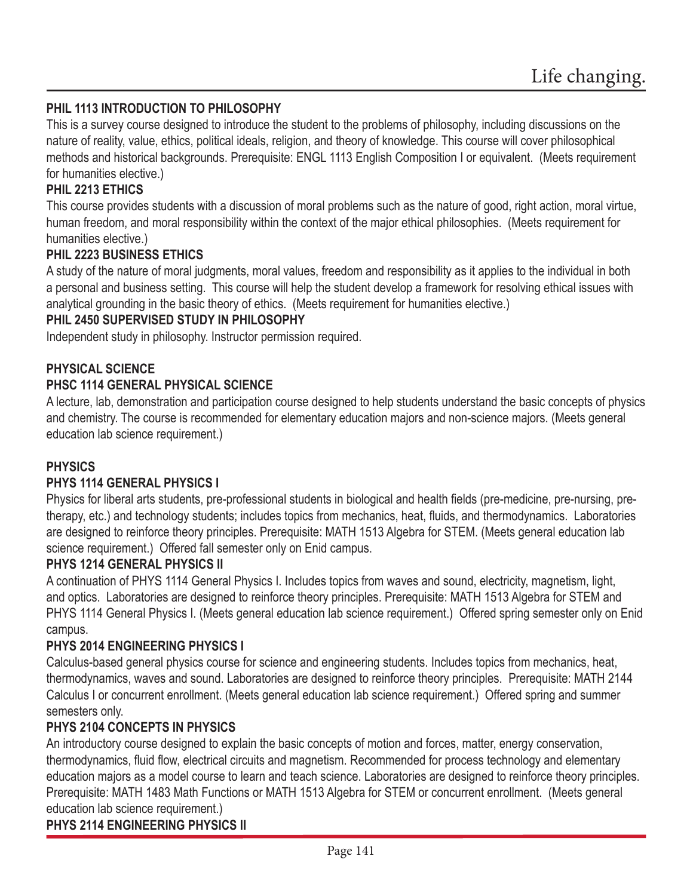**PHIL 1113 INTRODUCTION TO PHILOSOPHY**

This is a survey course designed to introduce the student to the problems of philosophy, including discussions on the nature of reality, value, ethics, political ideals, religion, and theory of knowledge. This course will cover philosophical methods and historical backgrounds. Prerequisite: ENGL 1113 English Composition I or equivalent. (Meets requirement for humanities elective.)

**PHIL 2213 ETHICS**

This course provides students with a discussion of moral problems such as the nature of good, right action, moral virtue, human freedom, and moral responsibility within the context of the major ethical philosophies. (Meets requirement for humanities elective.)

**PHIL 2223 BUSINESS ETHICS**

A study of the nature of moral judgments, moral values, freedom and responsibility as it applies to the individual in both a personal and business setting. This course will help the student develop a framework for resolving ethical issues with analytical grounding in the basic theory of ethics. (Meets requirement for humanities elective.)

**PHIL 2450 SUPERVISED STUDY IN PHILOSOPHY**

Independent study in philosophy. Instructor permission required.

## PHYSICAL SCIENCE

**PHSC 1114 GENERAL PHYSICAL SCIENCE**

A lecture, lab, demonstration and participation course designed to help students understand the basic concepts of physics and chemistry. The course is recommended for elementary education majors and non-science majors. (Meets general education lab science requirement.)

## PHYSICS

**PHYS 1114 GENERAL PHYSICS I**

Physics for liberal arts students, pre-professional students in biological and health fields (pre-medicine, pre-nursing, pre-therapy, etc.) and technology students; includes topics from mechanics, heat, fluids, and thermodynamics. Laboratories are designed to reinforce theory principles. Prerequisite: MATH 1513 Algebra for STEM. (Meets general education lab science requirement.) Offered fall semester only on Enid campus.

**PHYS 1214 GENERAL PHYSICS II**

A continuation of PHYS 1114 General Physics I. Includes topics from waves and sound, electricity, magnetism, light, and optics. Laboratories are designed to reinforce theory principles. Prerequisite: MATH 1513 Algebra for STEM and PHYS 1114 General Physics I. (Meets general education lab science requirement.) Offered spring semester only on Enid campus.

**PHYS 2014 ENGINEERING PHYSICS I**

Calculus-based general physics course for science and engineering students. Includes topics from mechanics, heat, thermodynamics, waves and sound. Laboratories are designed to reinforce theory principles. Prerequisite: MATH 2144 Calculus I or concurrent enrollment. (Meets general education lab science requirement.) Offered spring and summer semesters only.

**PHYS 2104 CONCEPTS IN PHYSICS**

An introductory course designed to explain the basic concepts of motion and forces, matter, energy conservation, thermodynamics, fluid flow, electrical circuits and magnetism. Recommended for process technology and elementary education majors as a model course to learn and teach science. Laboratories are designed to reinforce theory principles. Prerequisite: MATH 1483 Math Functions or MATH 1513 Algebra for STEM or concurrent enrollment. (Meets general education lab science requirement.)

**PHYS 2114 ENGINEERING PHYSICS II**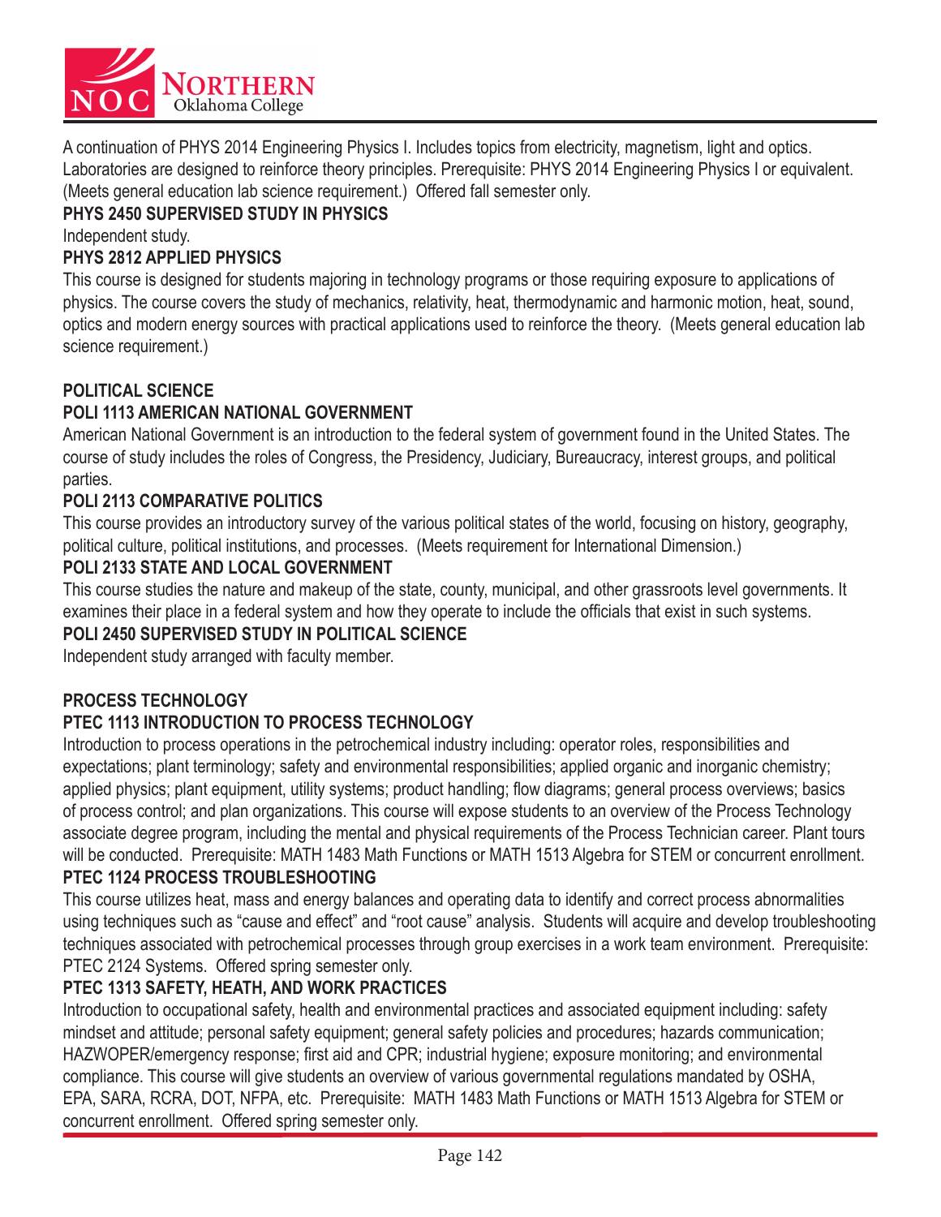A continuation of PHYS 2014 Engineering Physics I. Includes topics from electricity, magnetism, light and optics. Laboratories are designed to reinforce theory principles. Prerequisite: PHYS 2014 Engineering Physics I or equivalent. (Meets general education lab science requirement.) Offered fall semester only.

**PHYS 2450 SUPERVISED STUDY IN PHYSICS**

Independent study.

**PHYS 2812 APPLIED PHYSICS**

This course is designed for students majoring in technology programs or those requiring exposure to applications of physics. The course covers the study of mechanics, relativity, heat, thermodynamic and harmonic motion, heat, sound, optics and modern energy sources with practical applications used to reinforce the theory. (Meets general education lab science requirement.)

**POLITICAL SCIENCE**

**POLI 1113 AMERICAN NATIONAL GOVERNMENT**

American National Government is an introduction to the federal system of government found in the United States. The course of study includes the roles of Congress, the Presidency, Judiciary, Bureaucracy, interest groups, and political parties.

**POLI 2113 COMPARATIVE POLITICS**

This course provides an introductory survey of the various political states of the world, focusing on history, geography, political culture, political institutions, and processes. (Meets requirement for International Dimension.)

**POLI 2133 STATE AND LOCAL GOVERNMENT**

This course studies the nature and makeup of the state, county, municipal, and other grassroots level governments. It examines their place in a federal system and how they operate to include the officials that exist in such systems.

**POLI 2450 SUPERVISED STUDY IN POLITICAL SCIENCE**

Independent study arranged with faculty member.

**PROCESS TECHNOLOGY**

**PTEC 1113 INTRODUCTION TO PROCESS TECHNOLOGY**

Introduction to process operations in the petrochemical industry including: operator roles, responsibilities and expectations; plant terminology; safety and environmental responsibilities; applied organic and inorganic chemistry; applied physics; plant equipment, utility systems; product handling; flow diagrams; general process overviews; basics of process control; and plan organizations. This course will expose students to an overview of the Process Technology associate degree program, including the mental and physical requirements of the Process Technician career. Plant tours will be conducted. Prerequisite: MATH 1483 Math Functions or MATH 1513 Algebra for STEM or concurrent enrollment.

**PTEC 1124 PROCESS TROUBLESHOOTING**

This course utilizes heat, mass and energy balances and operating data to identify and correct process abnormalities using techniques such as "cause and effect" and "root cause" analysis. Students will acquire and develop troubleshooting techniques associated with petrochemical processes through group exercises in a work team environment. Prerequisite: PTEC 2124 Systems. Offered spring semester only.

**PTEC 1313 SAFETY, HEATH, AND WORK PRACTICES**

Introduction to occupational safety, health and environmental practices and associated equipment including: safety mindset and attitude; personal safety equipment; general safety policies and procedures; hazards communication; HAZWOPER/emergency response; first aid and CPR; industrial hygiene; exposure monitoring; and environmental compliance. This course will give students an overview of various governmental regulations mandated by OSHA, EPA, SARA, RCRA, DOT, NFPA, etc. Prerequisite: MATH 1483 Math Functions or MATH 1513 Algebra for STEM or concurrent enrollment. Offered spring semester only.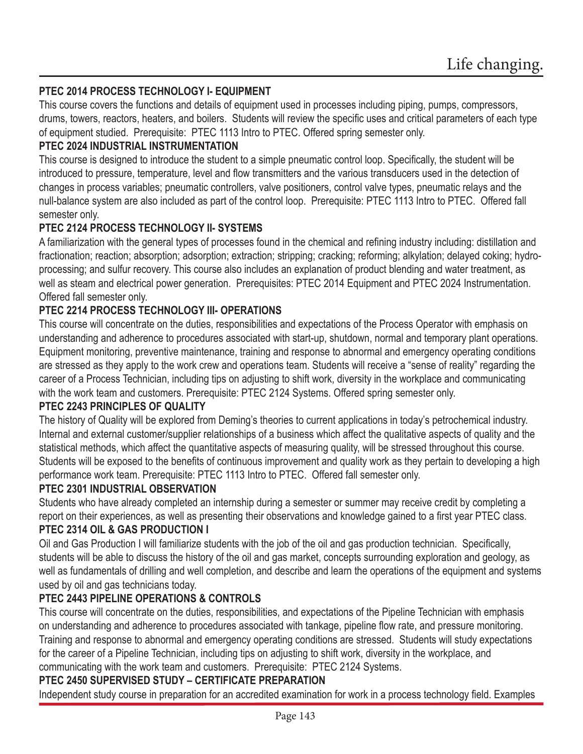### PTEC 2014 PROCESS TECHNOLOGY I- EQUIPMENT

This course covers the functions and details of equipment used in processes including piping, pumps, compressors, drums, towers, reactors, heaters, and boilers. Students will review the specific uses and critical parameters of each type of equipment studied. Prerequisite: PTEC 1113 Intro to PTEC. Offered spring semester only.

### PTEC 2024 INDUSTRIAL INSTRUMENTATION

This course is designed to introduce the student to a simple pneumatic control loop. Specifically, the student will be introduced to pressure, temperature, level and flow transmitters and the various transducers used in the detection of changes in process variables; pneumatic controllers, valve positioners, control valve types, pneumatic relays and the null-balance system are also included as part of the control loop. Prerequisite: PTEC 1113 Intro to PTEC. Offered fall semester only.

### PTEC 2124 PROCESS TECHNOLOGY II- SYSTEMS

A familiarization with the general types of processes found in the chemical and refining industry including: distillation and fractionation; reaction; absorption; adsorption; extraction; stripping; cracking; reforming; alkylation; delayed coking; hydro-processing; and sulfur recovery. This course also includes an explanation of product blending and water treatment, as well as steam and electrical power generation. Prerequisites: PTEC 2014 Equipment and PTEC 2024 Instrumentation. Offered fall semester only.

### PTEC 2214 PROCESS TECHNOLOGY III- OPERATIONS

This course will concentrate on the duties, responsibilities and expectations of the Process Operator with emphasis on understanding and adherence to procedures associated with start-up, shutdown, normal and temporary plant operations. Equipment monitoring, preventive maintenance, training and response to abnormal and emergency operating conditions are stressed as they apply to the work crew and operations team. Students will receive a "sense of reality" regarding the career of a Process Technician, including tips on adjusting to shift work, diversity in the workplace and communicating with the work team and customers. Prerequisite: PTEC 2124 Systems. Offered spring semester only.

### PTEC 2243 PRINCIPLES OF QUALITY

The history of Quality will be explored from Deming's theories to current applications in today's petrochemical industry. Internal and external customer/supplier relationships of a business which affect the qualitative aspects of quality and the statistical methods, which affect the quantitative aspects of measuring quality, will be stressed throughout this course. Students will be exposed to the benefits of continuous improvement and quality work as they pertain to developing a high performance work team. Prerequisite: PTEC 1113 Intro to PTEC. Offered fall semester only.

### PTEC 2301 INDUSTRIAL OBSERVATION

Students who have already completed an internship during a semester or summer may receive credit by completing a report on their experiences, as well as presenting their observations and knowledge gained to a first year PTEC class.

### PTEC 2314 OIL & GAS PRODUCTION I

Oil and Gas Production I will familiarize students with the job of the oil and gas production technician. Specifically, students will be able to discuss the history of the oil and gas market, concepts surrounding exploration and geology, as well as fundamentals of drilling and well completion, and describe and learn the operations of the equipment and systems used by oil and gas technicians today.

### PTEC 2443 PIPELINE OPERATIONS & CONTROLS

This course will concentrate on the duties, responsibilities, and expectations of the Pipeline Technician with emphasis on understanding and adherence to procedures associated with tankage, pipeline flow rate, and pressure monitoring. Training and response to abnormal and emergency operating conditions are stressed. Students will study expectations for the career of a Pipeline Technician, including tips on adjusting to shift work, diversity in the workplace, and communicating with the work team and customers. Prerequisite: PTEC 2124 Systems.

### PTEC 2450 SUPERVISED STUDY – CERTIFICATE PREPARATION

Independent study course in preparation for an accredited examination for work in a process technology field. Examples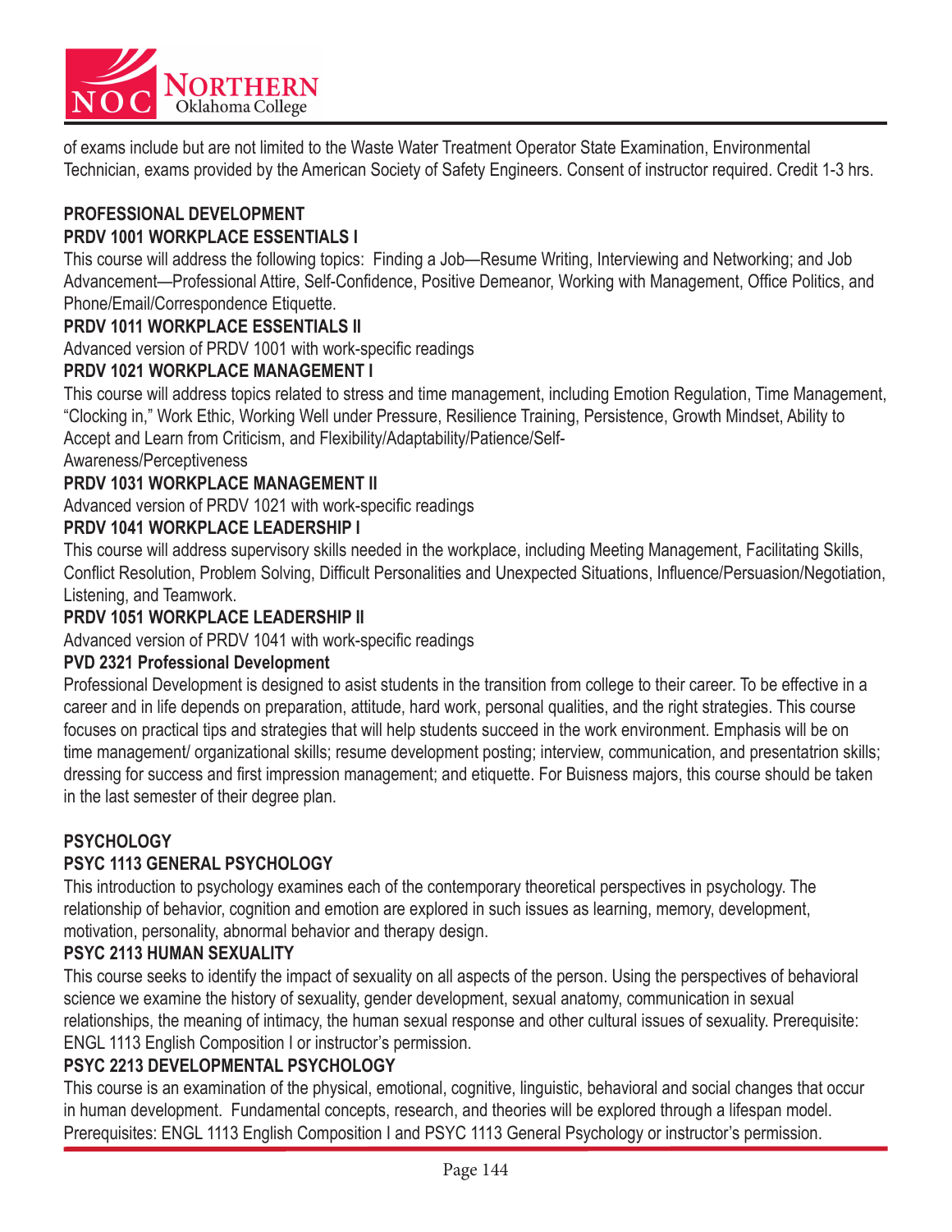of exams include but are not limited to the Waste Water Treatment Operator State Examination, Environmental Technician, exams provided by the American Society of Safety Engineers. Consent of instructor required. Credit 1-3 hrs.

## PROFESSIONAL DEVELOPMENT

### PRDV 1001 WORKPLACE ESSENTIALS I

This course will address the following topics: Finding a Job—Resume Writing, Interviewing and Networking; and Job Advancement—Professional Attire, Self-Confidence, Positive Demeanor, Working with Management, Office Politics, and Phone/Email/Correspondence Etiquette.

### PRDV 1011 WORKPLACE ESSENTIALS II

Advanced version of PRDV 1001 with work-specific readings

### PRDV 1021 WORKPLACE MANAGEMENT I

This course will address topics related to stress and time management, including Emotion Regulation, Time Management, "Clocking in," Work Ethic, Working Well under Pressure, Resilience Training, Persistence, Growth Mindset, Ability to Accept and Learn from Criticism, and Flexibility/Adaptability/Patience/Self-Awareness/Perceptiveness

### PRDV 1031 WORKPLACE MANAGEMENT II

Advanced version of PRDV 1021 with work-specific readings

### PRDV 1041 WORKPLACE LEADERSHIP I

This course will address supervisory skills needed in the workplace, including Meeting Management, Facilitating Skills, Conflict Resolution, Problem Solving, Difficult Personalities and Unexpected Situations, Influence/Persuasion/Negotiation, Listening, and Teamwork.

### PRDV 1051 WORKPLACE LEADERSHIP II

Advanced version of PRDV 1041 with work-specific readings

### PVD 2321 Professional Development

Professional Development is designed to asist students in the transition from college to their career. To be effective in a career and in life depends on preparation, attitude, hard work, personal qualities, and the right strategies. This course focuses on practical tips and strategies that will help students succeed in the work environment. Emphasis will be on time management/ organizational skills; resume development posting; interview, communication, and presentatrion skills; dressing for success and first impression management; and etiquette. For Buisness majors, this course should be taken in the last semester of their degree plan.

## PSYCHOLOGY

### PSYC 1113 GENERAL PSYCHOLOGY

This introduction to psychology examines each of the contemporary theoretical perspectives in psychology. The relationship of behavior, cognition and emotion are explored in such issues as learning, memory, development, motivation, personality, abnormal behavior and therapy design.

### PSYC 2113 HUMAN SEXUALITY

This course seeks to identify the impact of sexuality on all aspects of the person. Using the perspectives of behavioral science we examine the history of sexuality, gender development, sexual anatomy, communication in sexual relationships, the meaning of intimacy, the human sexual response and other cultural issues of sexuality. Prerequisite: ENGL 1113 English Composition I or instructor's permission.

### PSYC 2213 DEVELOPMENTAL PSYCHOLOGY

This course is an examination of the physical, emotional, cognitive, linguistic, behavioral and social changes that occur in human development. Fundamental concepts, research, and theories will be explored through a lifespan model. Prerequisites: ENGL 1113 English Composition I and PSYC 1113 General Psychology or instructor's permission.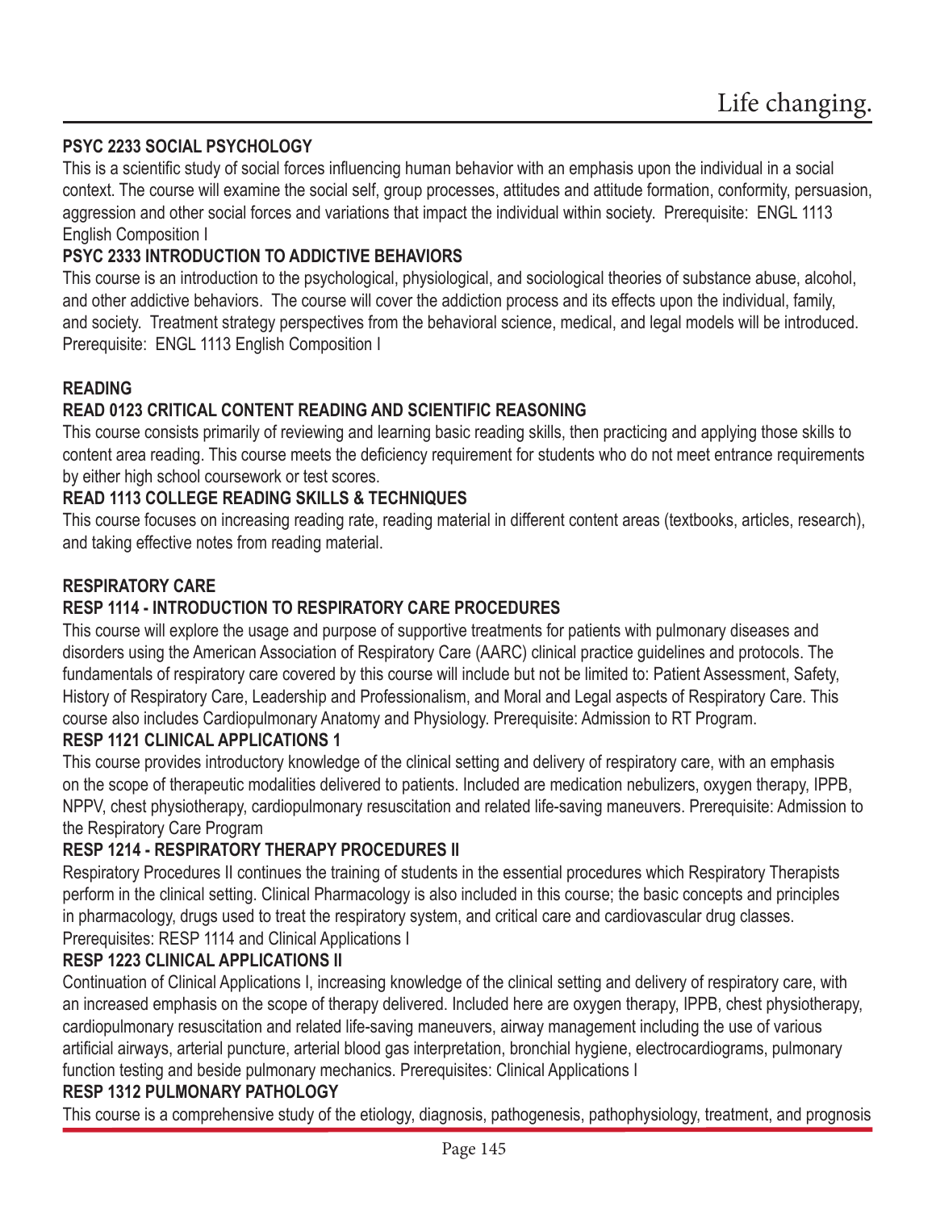### PSYC 2233 SOCIAL PSYCHOLOGY

This is a scientific study of social forces influencing human behavior with an emphasis upon the individual in a social context. The course will examine the social self, group processes, attitudes and attitude formation, conformity, persuasion, aggression and other social forces and variations that impact the individual within society. Prerequisite: ENGL 1113 English Composition I

### PSYC 2333 INTRODUCTION TO ADDICTIVE BEHAVIORS

This course is an introduction to the psychological, physiological, and sociological theories of substance abuse, alcohol, and other addictive behaviors. The course will cover the addiction process and its effects upon the individual, family, and society. Treatment strategy perspectives from the behavioral science, medical, and legal models will be introduced. Prerequisite: ENGL 1113 English Composition I

## READING

### READ 0123 CRITICAL CONTENT READING AND SCIENTIFIC REASONING

This course consists primarily of reviewing and learning basic reading skills, then practicing and applying those skills to content area reading. This course meets the deficiency requirement for students who do not meet entrance requirements by either high school coursework or test scores.

### READ 1113 COLLEGE READING SKILLS & TECHNIQUES

This course focuses on increasing reading rate, reading material in different content areas (textbooks, articles, research), and taking effective notes from reading material.

## RESPIRATORY CARE

### RESP 1114 - INTRODUCTION TO RESPIRATORY CARE PROCEDURES

This course will explore the usage and purpose of supportive treatments for patients with pulmonary diseases and disorders using the American Association of Respiratory Care (AARC) clinical practice guidelines and protocols. The fundamentals of respiratory care covered by this course will include but not be limited to: Patient Assessment, Safety, History of Respiratory Care, Leadership and Professionalism, and Moral and Legal aspects of Respiratory Care. This course also includes Cardiopulmonary Anatomy and Physiology. Prerequisite: Admission to RT Program.

### RESP 1121 CLINICAL APPLICATIONS 1

This course provides introductory knowledge of the clinical setting and delivery of respiratory care, with an emphasis on the scope of therapeutic modalities delivered to patients. Included are medication nebulizers, oxygen therapy, IPPB, NPPV, chest physiotherapy, cardiopulmonary resuscitation and related life-saving maneuvers. Prerequisite: Admission to the Respiratory Care Program

### RESP 1214 - RESPIRATORY THERAPY PROCEDURES II

Respiratory Procedures II continues the training of students in the essential procedures which Respiratory Therapists perform in the clinical setting. Clinical Pharmacology is also included in this course; the basic concepts and principles in pharmacology, drugs used to treat the respiratory system, and critical care and cardiovascular drug classes. Prerequisites: RESP 1114 and Clinical Applications I

### RESP 1223 CLINICAL APPLICATIONS II

Continuation of Clinical Applications I, increasing knowledge of the clinical setting and delivery of respiratory care, with an increased emphasis on the scope of therapy delivered. Included here are oxygen therapy, IPPB, chest physiotherapy, cardiopulmonary resuscitation and related life-saving maneuvers, airway management including the use of various artificial airways, arterial puncture, arterial blood gas interpretation, bronchial hygiene, electrocardiograms, pulmonary function testing and beside pulmonary mechanics. Prerequisites: Clinical Applications I

### RESP 1312 PULMONARY PATHOLOGY

This course is a comprehensive study of the etiology, diagnosis, pathogenesis, pathophysiology, treatment, and prognosis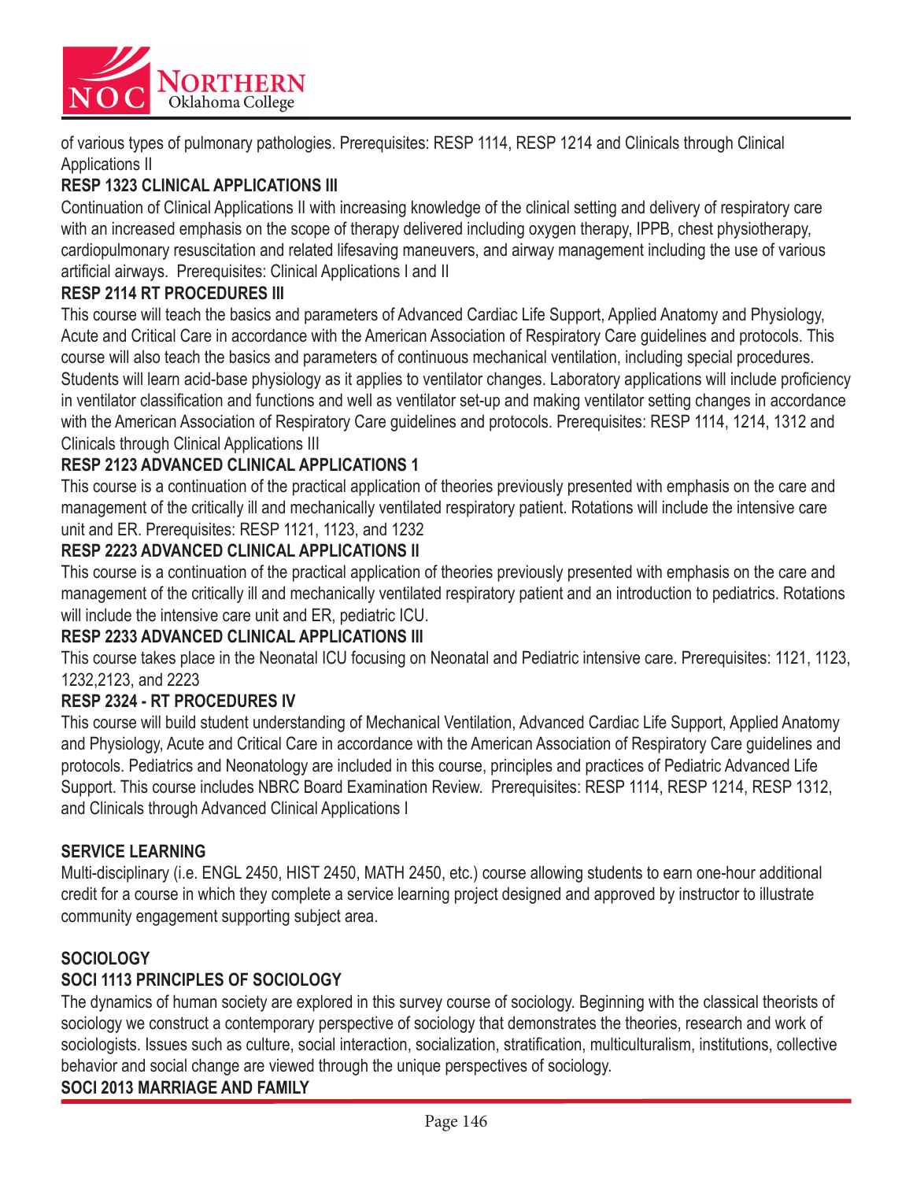of various types of pulmonary pathologies. Prerequisites: RESP 1114, RESP 1214 and Clinicals through Clinical Applications II

**RESP 1323 CLINICAL APPLICATIONS III**

Continuation of Clinical Applications II with increasing knowledge of the clinical setting and delivery of respiratory care with an increased emphasis on the scope of therapy delivered including oxygen therapy, IPPB, chest physiotherapy, cardiopulmonary resuscitation and related lifesaving maneuvers, and airway management including the use of various artificial airways. Prerequisites: Clinical Applications I and II

**RESP 2114 RT PROCEDURES III**

This course will teach the basics and parameters of Advanced Cardiac Life Support, Applied Anatomy and Physiology, Acute and Critical Care in accordance with the American Association of Respiratory Care guidelines and protocols. This course will also teach the basics and parameters of continuous mechanical ventilation, including special procedures. Students will learn acid-base physiology as it applies to ventilator changes. Laboratory applications will include proficiency in ventilator classification and functions and well as ventilator set-up and making ventilator setting changes in accordance with the American Association of Respiratory Care guidelines and protocols. Prerequisites: RESP 1114, 1214, 1312 and Clinicals through Clinical Applications III

**RESP 2123 ADVANCED CLINICAL APPLICATIONS 1**

This course is a continuation of the practical application of theories previously presented with emphasis on the care and management of the critically ill and mechanically ventilated respiratory patient. Rotations will include the intensive care unit and ER. Prerequisites: RESP 1121, 1123, and 1232

**RESP 2223 ADVANCED CLINICAL APPLICATIONS II**

This course is a continuation of the practical application of theories previously presented with emphasis on the care and management of the critically ill and mechanically ventilated respiratory patient and an introduction to pediatrics. Rotations will include the intensive care unit and ER, pediatric ICU.

**RESP 2233 ADVANCED CLINICAL APPLICATIONS III**

This course takes place in the Neonatal ICU focusing on Neonatal and Pediatric intensive care. Prerequisites: 1121, 1123, 1232,2123, and 2223

**RESP 2324 - RT PROCEDURES IV**

This course will build student understanding of Mechanical Ventilation, Advanced Cardiac Life Support, Applied Anatomy and Physiology, Acute and Critical Care in accordance with the American Association of Respiratory Care guidelines and protocols. Pediatrics and Neonatology are included in this course, principles and practices of Pediatric Advanced Life Support. This course includes NBRC Board Examination Review. Prerequisites: RESP 1114, RESP 1214, RESP 1312, and Clinicals through Advanced Clinical Applications I

**SERVICE LEARNING**

Multi-disciplinary (i.e. ENGL 2450, HIST 2450, MATH 2450, etc.) course allowing students to earn one-hour additional credit for a course in which they complete a service learning project designed and approved by instructor to illustrate community engagement supporting subject area.

**SOCIOLOGY**

**SOCI 1113 PRINCIPLES OF SOCIOLOGY**

The dynamics of human society are explored in this survey course of sociology. Beginning with the classical theorists of sociology we construct a contemporary perspective of sociology that demonstrates the theories, research and work of sociologists. Issues such as culture, social interaction, socialization, stratification, multiculturalism, institutions, collective behavior and social change are viewed through the unique perspectives of sociology.

**SOCI 2013 MARRIAGE AND FAMILY**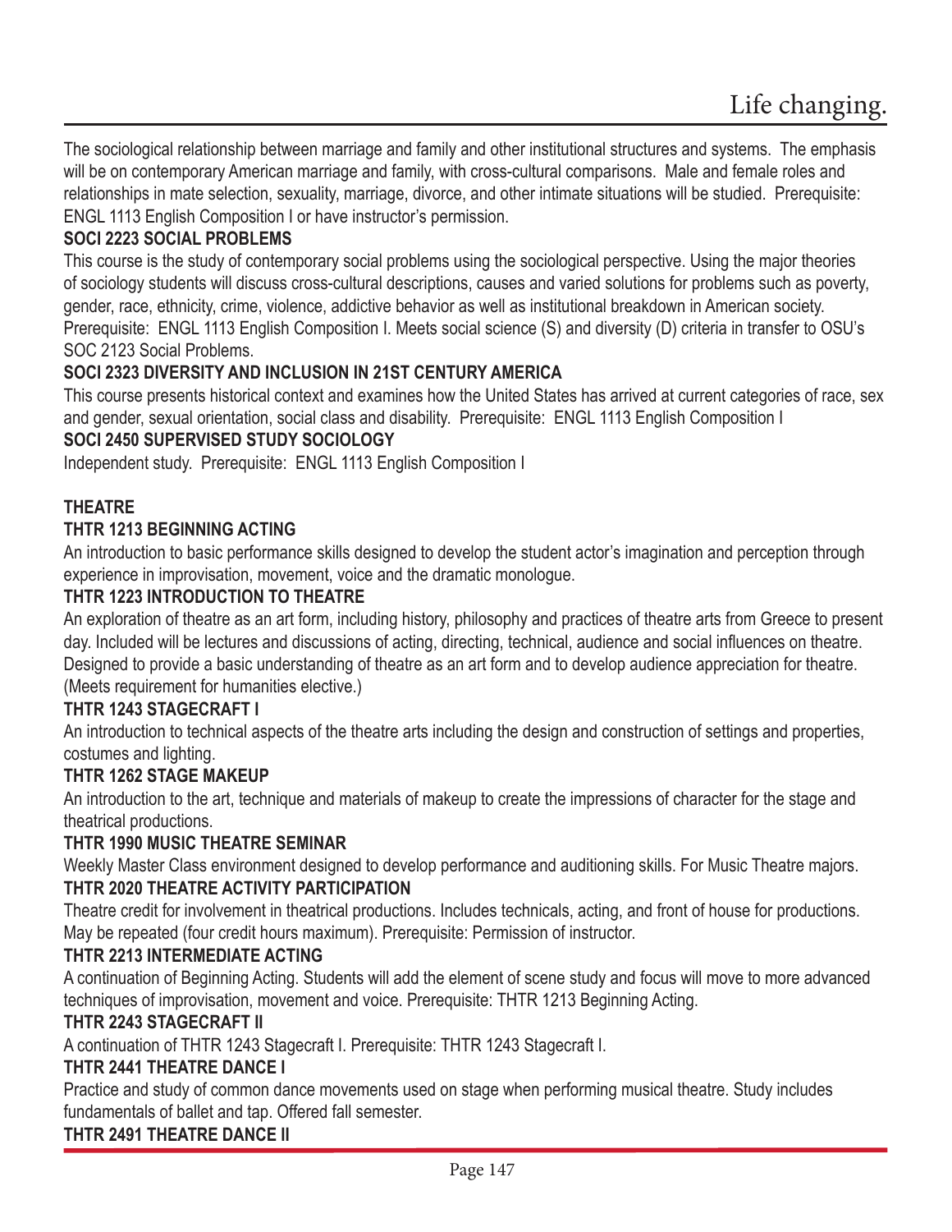The sociological relationship between marriage and family and other institutional structures and systems. The emphasis will be on contemporary American marriage and family, with cross-cultural comparisons. Male and female roles and relationships in mate selection, sexuality, marriage, divorce, and other intimate situations will be studied. Prerequisite: ENGL 1113 English Composition I or have instructor's permission.

**SOCI 2223 SOCIAL PROBLEMS**

This course is the study of contemporary social problems using the sociological perspective. Using the major theories of sociology students will discuss cross-cultural descriptions, causes and varied solutions for problems such as poverty, gender, race, ethnicity, crime, violence, addictive behavior as well as institutional breakdown in American society. Prerequisite: ENGL 1113 English Composition I. Meets social science (S) and diversity (D) criteria in transfer to OSU's SOC 2123 Social Problems.

**SOCI 2323 DIVERSITY AND INCLUSION IN 21ST CENTURY AMERICA**

This course presents historical context and examines how the United States has arrived at current categories of race, sex and gender, sexual orientation, social class and disability. Prerequisite: ENGL 1113 English Composition I

**SOCI 2450 SUPERVISED STUDY SOCIOLOGY**

Independent study. Prerequisite: ENGL 1113 English Composition I

## THEATRE

**THTR 1213 BEGINNING ACTING**

An introduction to basic performance skills designed to develop the student actor's imagination and perception through experience in improvisation, movement, voice and the dramatic monologue.

**THTR 1223 INTRODUCTION TO THEATRE**

An exploration of theatre as an art form, including history, philosophy and practices of theatre arts from Greece to present day. Included will be lectures and discussions of acting, directing, technical, audience and social influences on theatre. Designed to provide a basic understanding of theatre as an art form and to develop audience appreciation for theatre. (Meets requirement for humanities elective.)

**THTR 1243 STAGECRAFT I**

An introduction to technical aspects of the theatre arts including the design and construction of settings and properties, costumes and lighting.

**THTR 1262 STAGE MAKEUP**

An introduction to the art, technique and materials of makeup to create the impressions of character for the stage and theatrical productions.

**THTR 1990 MUSIC THEATRE SEMINAR**

Weekly Master Class environment designed to develop performance and auditioning skills. For Music Theatre majors.

**THTR 2020 THEATRE ACTIVITY PARTICIPATION**

Theatre credit for involvement in theatrical productions. Includes technicals, acting, and front of house for productions. May be repeated (four credit hours maximum). Prerequisite: Permission of instructor.

**THTR 2213 INTERMEDIATE ACTING**

A continuation of Beginning Acting. Students will add the element of scene study and focus will move to more advanced techniques of improvisation, movement and voice. Prerequisite: THTR 1213 Beginning Acting.

**THTR 2243 STAGECRAFT II**

A continuation of THTR 1243 Stagecraft I. Prerequisite: THTR 1243 Stagecraft I.

**THTR 2441 THEATRE DANCE I**

Practice and study of common dance movements used on stage when performing musical theatre. Study includes fundamentals of ballet and tap. Offered fall semester.

**THTR 2491 THEATRE DANCE II**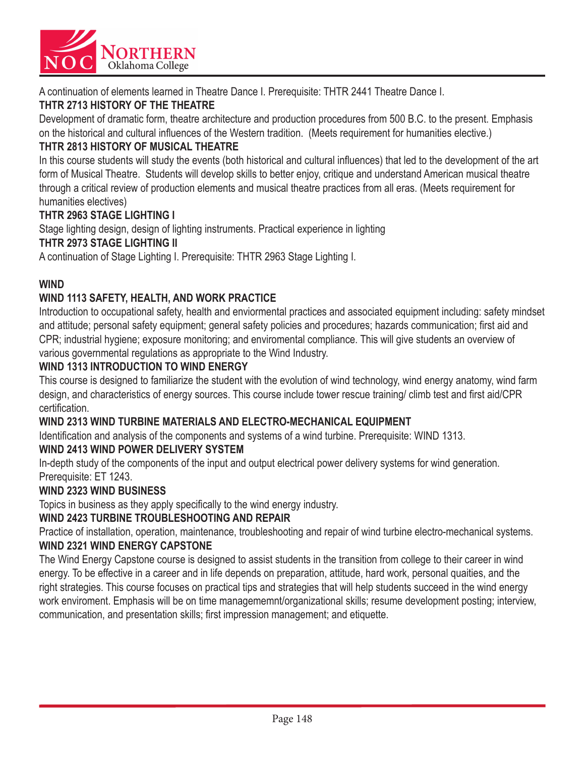A continuation of elements learned in Theatre Dance I. Prerequisite: THTR 2441 Theatre Dance I.

**THTR 2713 HISTORY OF THE THEATRE**

Development of dramatic form, theatre architecture and production procedures from 500 B.C. to the present. Emphasis on the historical and cultural influences of the Western tradition. (Meets requirement for humanities elective.)

**THTR 2813 HISTORY OF MUSICAL THEATRE**

In this course students will study the events (both historical and cultural influences) that led to the development of the art form of Musical Theatre. Students will develop skills to better enjoy, critique and understand American musical theatre through a critical review of production elements and musical theatre practices from all eras. (Meets requirement for humanities electives)

**THTR 2963 STAGE LIGHTING I**

Stage lighting design, design of lighting instruments. Practical experience in lighting

**THTR 2973 STAGE LIGHTING II**

A continuation of Stage Lighting I. Prerequisite: THTR 2963 Stage Lighting I.

## WIND

**WIND 1113 SAFETY, HEALTH, AND WORK PRACTICE**

Introduction to occupational safety, health and enviormental practices and associated equipment including: safety mindset and attitude; personal safety equipment; general safety policies and procedures; hazards communication; first aid and CPR; industrial hygiene; exposure monitoring; and enviromental compliance. This will give students an overview of various governmental regulations as appropriate to the Wind Industry.

**WIND 1313 INTRODUCTION TO WIND ENERGY**

This course is designed to familiarize the student with the evolution of wind technology, wind energy anatomy, wind farm design, and characteristics of energy sources. This course include tower rescue training/ climb test and first aid/CPR certification.

**WIND 2313 WIND TURBINE MATERIALS AND ELECTRO-MECHANICAL EQUIPMENT**

Identification and analysis of the components and systems of a wind turbine. Prerequisite: WIND 1313.

**WIND 2413 WIND POWER DELIVERY SYSTEM**

In-depth study of the components of the input and output electrical power delivery systems for wind generation. Prerequisite: ET 1243.

**WIND 2323 WIND BUSINESS**

Topics in business as they apply specifically to the wind energy industry.

**WIND 2423 TURBINE TROUBLESHOOTING AND REPAIR**

Practice of installation, operation, maintenance, troubleshooting and repair of wind turbine electro-mechanical systems.

**WIND 2321 WIND ENERGY CAPSTONE**

The Wind Energy Capstone course is designed to assist students in the transition from college to their career in wind energy. To be effective in a career and in life depends on preparation, attitude, hard work, personal quaities, and the right strategies. This course focuses on practical tips and strategies that will help students succeed in the wind energy work enviroment. Emphasis will be on time managememnt/organizational skills; resume development posting; interview, communication, and presentation skills; first impression management; and etiquette.